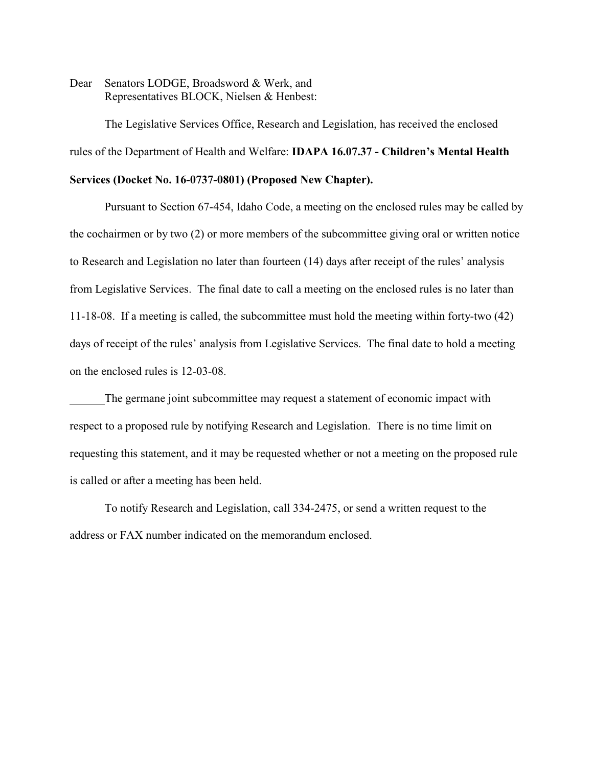Dear Senators LODGE, Broadsword & Werk, and
Representatives BLOCK, Nielsen & Henbest:

The Legislative Services Office, Research and Legislation, has received the enclosed rules of the Department of Health and Welfare: **IDAPA 16.07.37 - Children's Mental Health Services (Docket No. 16-0737-0801) (Proposed New Chapter).**

Pursuant to Section 67-454, Idaho Code, a meeting on the enclosed rules may be called by the cochairmen or by two (2) or more members of the subcommittee giving oral or written notice to Research and Legislation no later than fourteen (14) days after receipt of the rules' analysis from Legislative Services. The final date to call a meeting on the enclosed rules is no later than 11-18-08. If a meeting is called, the subcommittee must hold the meeting within forty-two (42) days of receipt of the rules' analysis from Legislative Services. The final date to hold a meeting on the enclosed rules is 12-03-08.

______The germane joint subcommittee may request a statement of economic impact with respect to a proposed rule by notifying Research and Legislation. There is no time limit on requesting this statement, and it may be requested whether or not a meeting on the proposed rule is called or after a meeting has been held.

To notify Research and Legislation, call 334-2475, or send a written request to the address or FAX number indicated on the memorandum enclosed.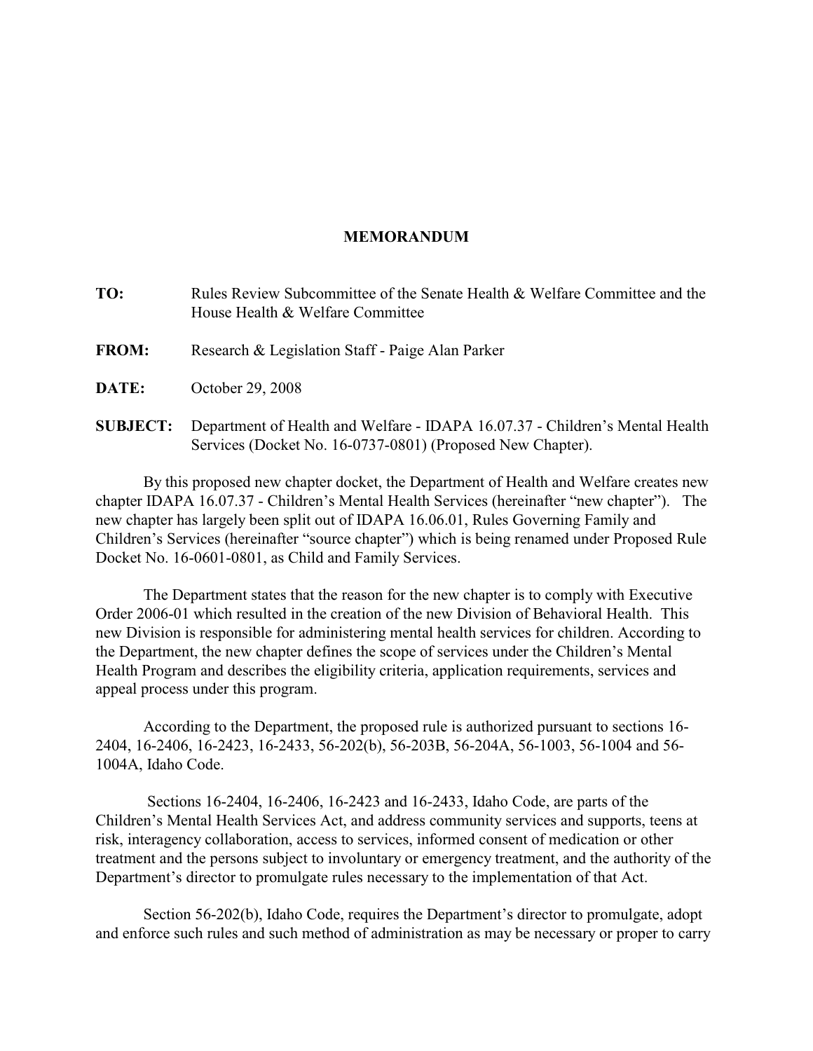# MEMORANDUM

**TO:** Rules Review Subcommittee of the Senate Health & Welfare Committee and the House Health & Welfare Committee

**FROM:** Research & Legislation Staff - Paige Alan Parker

**DATE:** October 29, 2008

**SUBJECT:** Department of Health and Welfare - IDAPA 16.07.37 - Children's Mental Health Services (Docket No. 16-0737-0801) (Proposed New Chapter).

By this proposed new chapter docket, the Department of Health and Welfare creates new chapter IDAPA 16.07.37 - Children's Mental Health Services (hereinafter "new chapter"). The new chapter has largely been split out of IDAPA 16.06.01, Rules Governing Family and Children's Services (hereinafter "source chapter") which is being renamed under Proposed Rule Docket No. 16-0601-0801, as Child and Family Services.

The Department states that the reason for the new chapter is to comply with Executive Order 2006-01 which resulted in the creation of the new Division of Behavioral Health. This new Division is responsible for administering mental health services for children. According to the Department, the new chapter defines the scope of services under the Children's Mental Health Program and describes the eligibility criteria, application requirements, services and appeal process under this program.

According to the Department, the proposed rule is authorized pursuant to sections 16-2404, 16-2406, 16-2423, 16-2433, 56-202(b), 56-203B, 56-204A, 56-1003, 56-1004 and 56-1004A, Idaho Code.

Sections 16-2404, 16-2406, 16-2423 and 16-2433, Idaho Code, are parts of the Children's Mental Health Services Act, and address community services and supports, teens at risk, interagency collaboration, access to services, informed consent of medication or other treatment and the persons subject to involuntary or emergency treatment, and the authority of the Department's director to promulgate rules necessary to the implementation of that Act.

Section 56-202(b), Idaho Code, requires the Department's director to promulgate, adopt and enforce such rules and such method of administration as may be necessary or proper to carry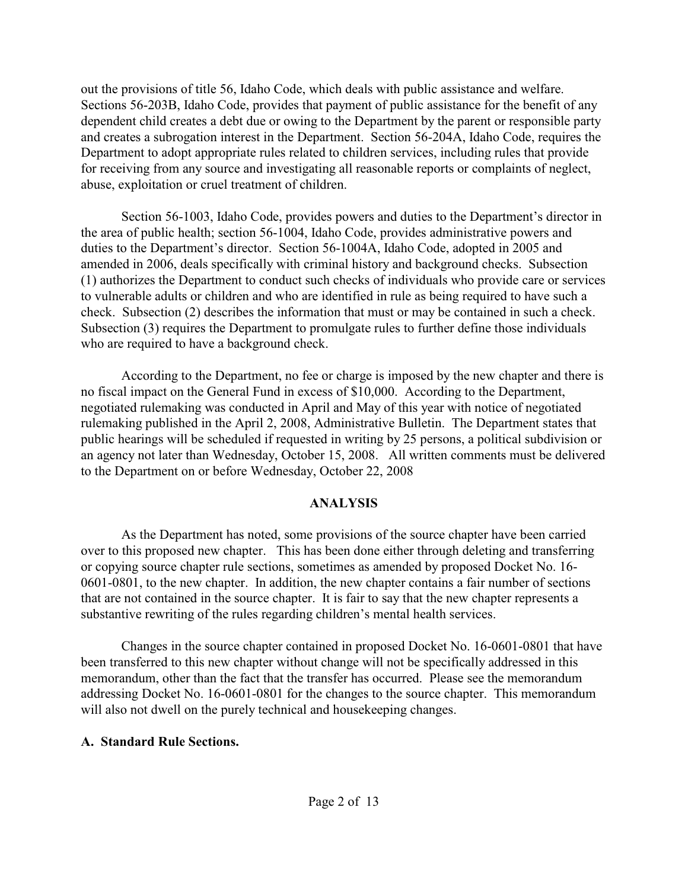out the provisions of title 56, Idaho Code, which deals with public assistance and welfare. Sections 56-203B, Idaho Code, provides that payment of public assistance for the benefit of any dependent child creates a debt due or owing to the Department by the parent or responsible party and creates a subrogation interest in the Department. Section 56-204A, Idaho Code, requires the Department to adopt appropriate rules related to children services, including rules that provide for receiving from any source and investigating all reasonable reports or complaints of neglect, abuse, exploitation or cruel treatment of children.

Section 56-1003, Idaho Code, provides powers and duties to the Department's director in the area of public health; section 56-1004, Idaho Code, provides administrative powers and duties to the Department's director. Section 56-1004A, Idaho Code, adopted in 2005 and amended in 2006, deals specifically with criminal history and background checks. Subsection (1) authorizes the Department to conduct such checks of individuals who provide care or services to vulnerable adults or children and who are identified in rule as being required to have such a check. Subsection (2) describes the information that must or may be contained in such a check. Subsection (3) requires the Department to promulgate rules to further define those individuals who are required to have a background check.

According to the Department, no fee or charge is imposed by the new chapter and there is no fiscal impact on the General Fund in excess of $10,000. According to the Department, negotiated rulemaking was conducted in April and May of this year with notice of negotiated rulemaking published in the April 2, 2008, Administrative Bulletin. The Department states that public hearings will be scheduled if requested in writing by 25 persons, a political subdivision or an agency not later than Wednesday, October 15, 2008. All written comments must be delivered to the Department on or before Wednesday, October 22, 2008

## ANALYSIS

As the Department has noted, some provisions of the source chapter have been carried over to this proposed new chapter. This has been done either through deleting and transferring or copying source chapter rule sections, sometimes as amended by proposed Docket No. 16-0601-0801, to the new chapter. In addition, the new chapter contains a fair number of sections that are not contained in the source chapter. It is fair to say that the new chapter represents a substantive rewriting of the rules regarding children's mental health services.

Changes in the source chapter contained in proposed Docket No. 16-0601-0801 that have been transferred to this new chapter without change will not be specifically addressed in this memorandum, other than the fact that the transfer has occurred. Please see the memorandum addressing Docket No. 16-0601-0801 for the changes to the source chapter. This memorandum will also not dwell on the purely technical and housekeeping changes.

### A. Standard Rule Sections.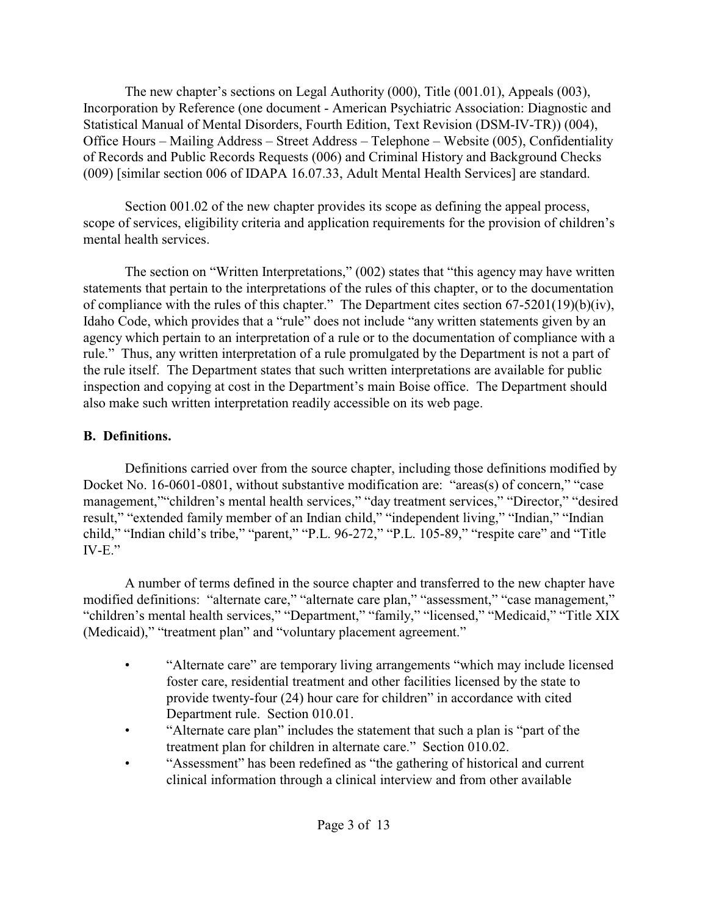The new chapter's sections on Legal Authority (000), Title (001.01), Appeals (003), Incorporation by Reference (one document - American Psychiatric Association: Diagnostic and Statistical Manual of Mental Disorders, Fourth Edition, Text Revision (DSM-IV-TR)) (004), Office Hours – Mailing Address – Street Address – Telephone – Website (005), Confidentiality of Records and Public Records Requests (006) and Criminal History and Background Checks (009) [similar section 006 of IDAPA 16.07.33, Adult Mental Health Services] are standard.

Section 001.02 of the new chapter provides its scope as defining the appeal process, scope of services, eligibility criteria and application requirements for the provision of children's mental health services.

The section on "Written Interpretations," (002) states that "this agency may have written statements that pertain to the interpretations of the rules of this chapter, or to the documentation of compliance with the rules of this chapter." The Department cites section 67-5201(19)(b)(iv), Idaho Code, which provides that a "rule" does not include "any written statements given by an agency which pertain to an interpretation of a rule or to the documentation of compliance with a rule." Thus, any written interpretation of a rule promulgated by the Department is not a part of the rule itself. The Department states that such written interpretations are available for public inspection and copying at cost in the Department's main Boise office. The Department should also make such written interpretation readily accessible on its web page.

## B. Definitions.

Definitions carried over from the source chapter, including those definitions modified by Docket No. 16-0601-0801, without substantive modification are: "areas(s) of concern," "case management,""children's mental health services," "day treatment services," "Director," "desired result," "extended family member of an Indian child," "independent living," "Indian," "Indian child," "Indian child's tribe," "parent," "P.L. 96-272," "P.L. 105-89," "respite care" and "Title IV-E."

A number of terms defined in the source chapter and transferred to the new chapter have modified definitions: "alternate care," "alternate care plan," "assessment," "case management," "children's mental health services," "Department," "family," "licensed," "Medicaid," "Title XIX (Medicaid)," "treatment plan" and "voluntary placement agreement."

- "Alternate care" are temporary living arrangements "which may include licensed foster care, residential treatment and other facilities licensed by the state to provide twenty-four (24) hour care for children" in accordance with cited Department rule. Section 010.01.
- "Alternate care plan" includes the statement that such a plan is "part of the treatment plan for children in alternate care." Section 010.02.
- "Assessment" has been redefined as "the gathering of historical and current clinical information through a clinical interview and from other available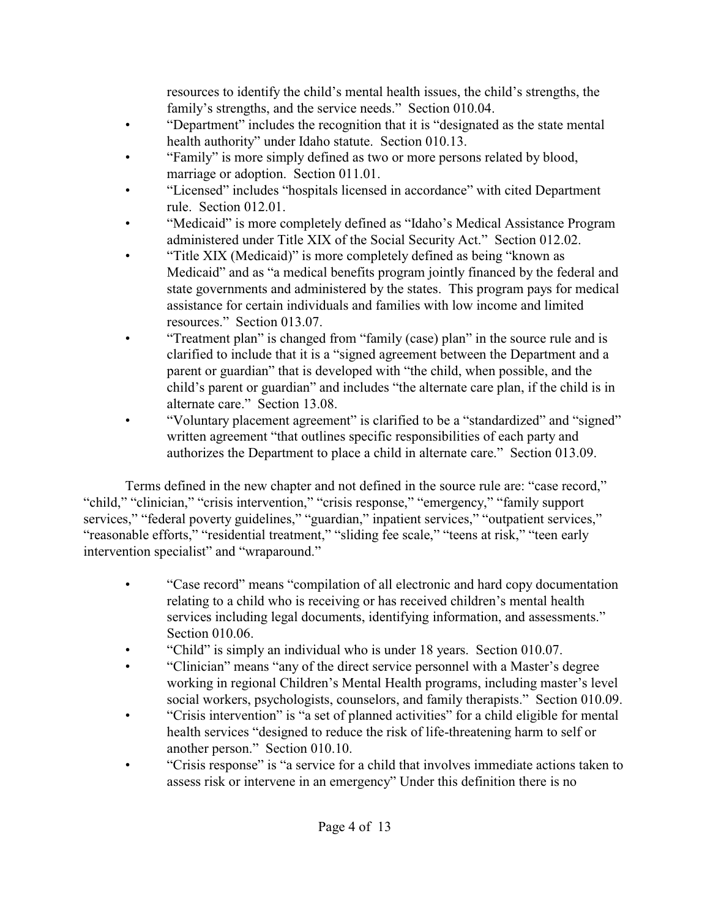resources to identify the child's mental health issues, the child's strengths, the family's strengths, and the service needs." Section 010.04.

- "Department" includes the recognition that it is "designated as the state mental health authority" under Idaho statute. Section 010.13.
- "Family" is more simply defined as two or more persons related by blood, marriage or adoption. Section 011.01.
- "Licensed" includes "hospitals licensed in accordance" with cited Department rule. Section 012.01.
- "Medicaid" is more completely defined as "Idaho's Medical Assistance Program administered under Title XIX of the Social Security Act." Section 012.02.
- "Title XIX (Medicaid)" is more completely defined as being "known as Medicaid" and as "a medical benefits program jointly financed by the federal and state governments and administered by the states. This program pays for medical assistance for certain individuals and families with low income and limited resources." Section 013.07.
- "Treatment plan" is changed from "family (case) plan" in the source rule and is clarified to include that it is a "signed agreement between the Department and a parent or guardian" that is developed with "the child, when possible, and the child's parent or guardian" and includes "the alternate care plan, if the child is in alternate care." Section 13.08.
- "Voluntary placement agreement" is clarified to be a "standardized" and "signed" written agreement "that outlines specific responsibilities of each party and authorizes the Department to place a child in alternate care." Section 013.09.

Terms defined in the new chapter and not defined in the source rule are: "case record," "child," "clinician," "crisis intervention," "crisis response," "emergency," "family support services," "federal poverty guidelines," "guardian," inpatient services," "outpatient services," "reasonable efforts," "residential treatment," "sliding fee scale," "teens at risk," "teen early intervention specialist" and "wraparound."

- "Case record" means "compilation of all electronic and hard copy documentation relating to a child who is receiving or has received children's mental health services including legal documents, identifying information, and assessments." Section 010.06.
- "Child" is simply an individual who is under 18 years. Section 010.07.
- "Clinician" means "any of the direct service personnel with a Master's degree working in regional Children's Mental Health programs, including master's level social workers, psychologists, counselors, and family therapists." Section 010.09.
- "Crisis intervention" is "a set of planned activities" for a child eligible for mental health services "designed to reduce the risk of life-threatening harm to self or another person." Section 010.10.
- "Crisis response" is "a service for a child that involves immediate actions taken to assess risk or intervene in an emergency" Under this definition there is no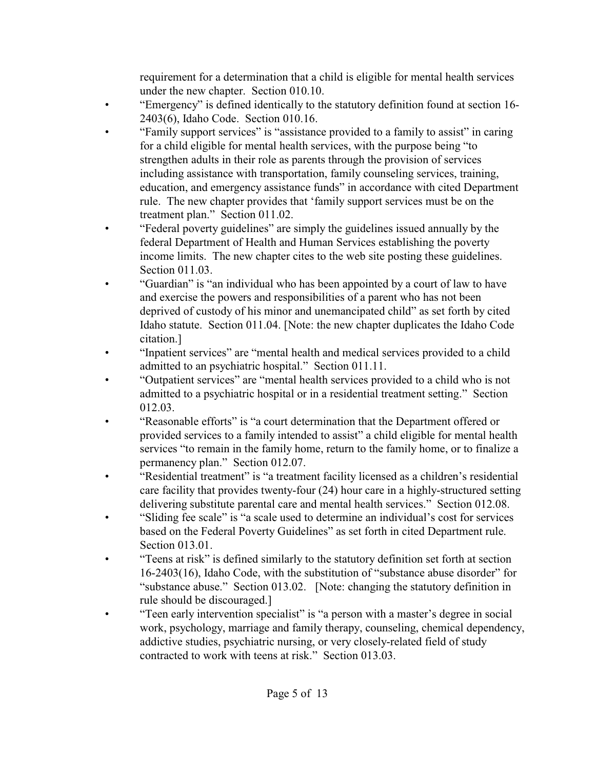requirement for a determination that a child is eligible for mental health services under the new chapter. Section 010.10.

- "Emergency" is defined identically to the statutory definition found at section 16-2403(6), Idaho Code. Section 010.16.
- "Family support services" is "assistance provided to a family to assist" in caring for a child eligible for mental health services, with the purpose being "to strengthen adults in their role as parents through the provision of services including assistance with transportation, family counseling services, training, education, and emergency assistance funds" in accordance with cited Department rule. The new chapter provides that 'family support services must be on the treatment plan." Section 011.02.
- "Federal poverty guidelines" are simply the guidelines issued annually by the federal Department of Health and Human Services establishing the poverty income limits. The new chapter cites to the web site posting these guidelines. Section 011.03.
- "Guardian" is "an individual who has been appointed by a court of law to have and exercise the powers and responsibilities of a parent who has not been deprived of custody of his minor and unemancipated child" as set forth by cited Idaho statute. Section 011.04. [Note: the new chapter duplicates the Idaho Code citation.]
- "Inpatient services" are "mental health and medical services provided to a child admitted to an psychiatric hospital." Section 011.11.
- "Outpatient services" are "mental health services provided to a child who is not admitted to a psychiatric hospital or in a residential treatment setting." Section 012.03.
- "Reasonable efforts" is "a court determination that the Department offered or provided services to a family intended to assist" a child eligible for mental health services "to remain in the family home, return to the family home, or to finalize a permanency plan." Section 012.07.
- "Residential treatment" is "a treatment facility licensed as a children's residential care facility that provides twenty-four (24) hour care in a highly-structured setting delivering substitute parental care and mental health services." Section 012.08.
- "Sliding fee scale" is "a scale used to determine an individual's cost for services based on the Federal Poverty Guidelines" as set forth in cited Department rule. Section 013.01.
- "Teens at risk" is defined similarly to the statutory definition set forth at section 16-2403(16), Idaho Code, with the substitution of "substance abuse disorder" for "substance abuse." Section 013.02. [Note: changing the statutory definition in rule should be discouraged.]
- "Teen early intervention specialist" is "a person with a master's degree in social work, psychology, marriage and family therapy, counseling, chemical dependency, addictive studies, psychiatric nursing, or very closely-related field of study contracted to work with teens at risk." Section 013.03.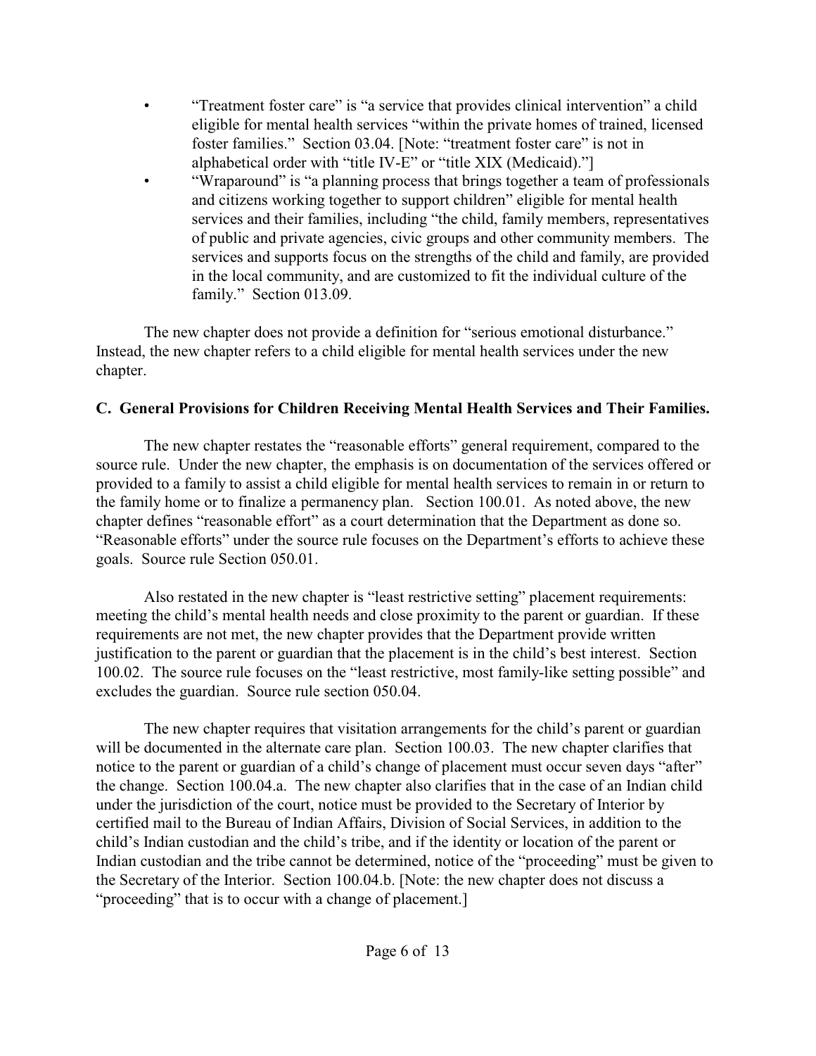- "Treatment foster care" is "a service that provides clinical intervention" a child eligible for mental health services "within the private homes of trained, licensed foster families." Section 03.04. [Note: "treatment foster care" is not in alphabetical order with "title IV-E" or "title XIX (Medicaid)."]
- "Wraparound" is "a planning process that brings together a team of professionals and citizens working together to support children" eligible for mental health services and their families, including "the child, family members, representatives of public and private agencies, civic groups and other community members. The services and supports focus on the strengths of the child and family, are provided in the local community, and are customized to fit the individual culture of the family." Section 013.09.

The new chapter does not provide a definition for "serious emotional disturbance." Instead, the new chapter refers to a child eligible for mental health services under the new chapter.

**C. General Provisions for Children Receiving Mental Health Services and Their Families.**

The new chapter restates the "reasonable efforts" general requirement, compared to the source rule. Under the new chapter, the emphasis is on documentation of the services offered or provided to a family to assist a child eligible for mental health services to remain in or return to the family home or to finalize a permanency plan. Section 100.01. As noted above, the new chapter defines "reasonable effort" as a court determination that the Department as done so. "Reasonable efforts" under the source rule focuses on the Department's efforts to achieve these goals. Source rule Section 050.01.

Also restated in the new chapter is "least restrictive setting" placement requirements: meeting the child's mental health needs and close proximity to the parent or guardian. If these requirements are not met, the new chapter provides that the Department provide written justification to the parent or guardian that the placement is in the child's best interest. Section 100.02. The source rule focuses on the "least restrictive, most family-like setting possible" and excludes the guardian. Source rule section 050.04.

The new chapter requires that visitation arrangements for the child's parent or guardian will be documented in the alternate care plan. Section 100.03. The new chapter clarifies that notice to the parent or guardian of a child's change of placement must occur seven days "after" the change. Section 100.04.a. The new chapter also clarifies that in the case of an Indian child under the jurisdiction of the court, notice must be provided to the Secretary of Interior by certified mail to the Bureau of Indian Affairs, Division of Social Services, in addition to the child's Indian custodian and the child's tribe, and if the identity or location of the parent or Indian custodian and the tribe cannot be determined, notice of the "proceeding" must be given to the Secretary of the Interior. Section 100.04.b. [Note: the new chapter does not discuss a "proceeding" that is to occur with a change of placement.]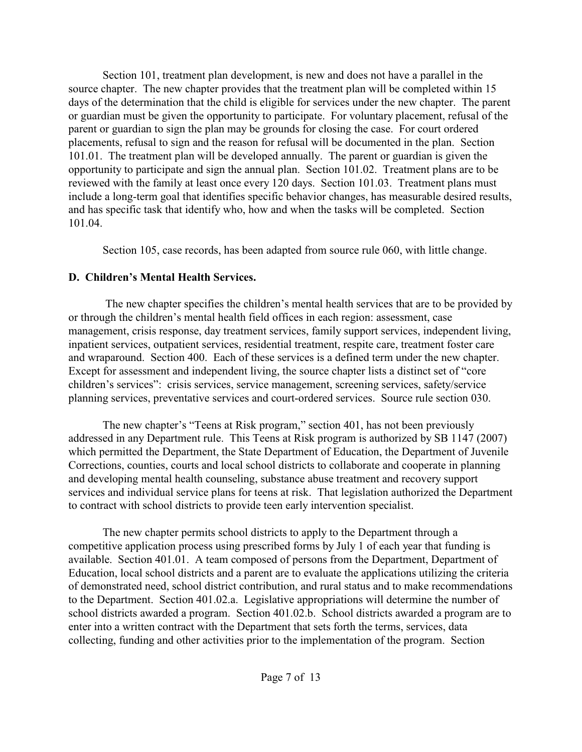Section 101, treatment plan development, is new and does not have a parallel in the source chapter. The new chapter provides that the treatment plan will be completed within 15 days of the determination that the child is eligible for services under the new chapter. The parent or guardian must be given the opportunity to participate. For voluntary placement, refusal of the parent or guardian to sign the plan may be grounds for closing the case. For court ordered placements, refusal to sign and the reason for refusal will be documented in the plan. Section 101.01. The treatment plan will be developed annually. The parent or guardian is given the opportunity to participate and sign the annual plan. Section 101.02. Treatment plans are to be reviewed with the family at least once every 120 days. Section 101.03. Treatment plans must include a long-term goal that identifies specific behavior changes, has measurable desired results, and has specific task that identify who, how and when the tasks will be completed. Section 101.04.

Section 105, case records, has been adapted from source rule 060, with little change.

**D. Children's Mental Health Services.**

The new chapter specifies the children's mental health services that are to be provided by or through the children's mental health field offices in each region: assessment, case management, crisis response, day treatment services, family support services, independent living, inpatient services, outpatient services, residential treatment, respite care, treatment foster care and wraparound. Section 400. Each of these services is a defined term under the new chapter. Except for assessment and independent living, the source chapter lists a distinct set of "core children's services": crisis services, service management, screening services, safety/service planning services, preventative services and court-ordered services. Source rule section 030.

The new chapter's "Teens at Risk program," section 401, has not been previously addressed in any Department rule. This Teens at Risk program is authorized by SB 1147 (2007) which permitted the Department, the State Department of Education, the Department of Juvenile Corrections, counties, courts and local school districts to collaborate and cooperate in planning and developing mental health counseling, substance abuse treatment and recovery support services and individual service plans for teens at risk. That legislation authorized the Department to contract with school districts to provide teen early intervention specialist.

The new chapter permits school districts to apply to the Department through a competitive application process using prescribed forms by July 1 of each year that funding is available. Section 401.01. A team composed of persons from the Department, Department of Education, local school districts and a parent are to evaluate the applications utilizing the criteria of demonstrated need, school district contribution, and rural status and to make recommendations to the Department. Section 401.02.a. Legislative appropriations will determine the number of school districts awarded a program. Section 401.02.b. School districts awarded a program are to enter into a written contract with the Department that sets forth the terms, services, data collecting, funding and other activities prior to the implementation of the program. Section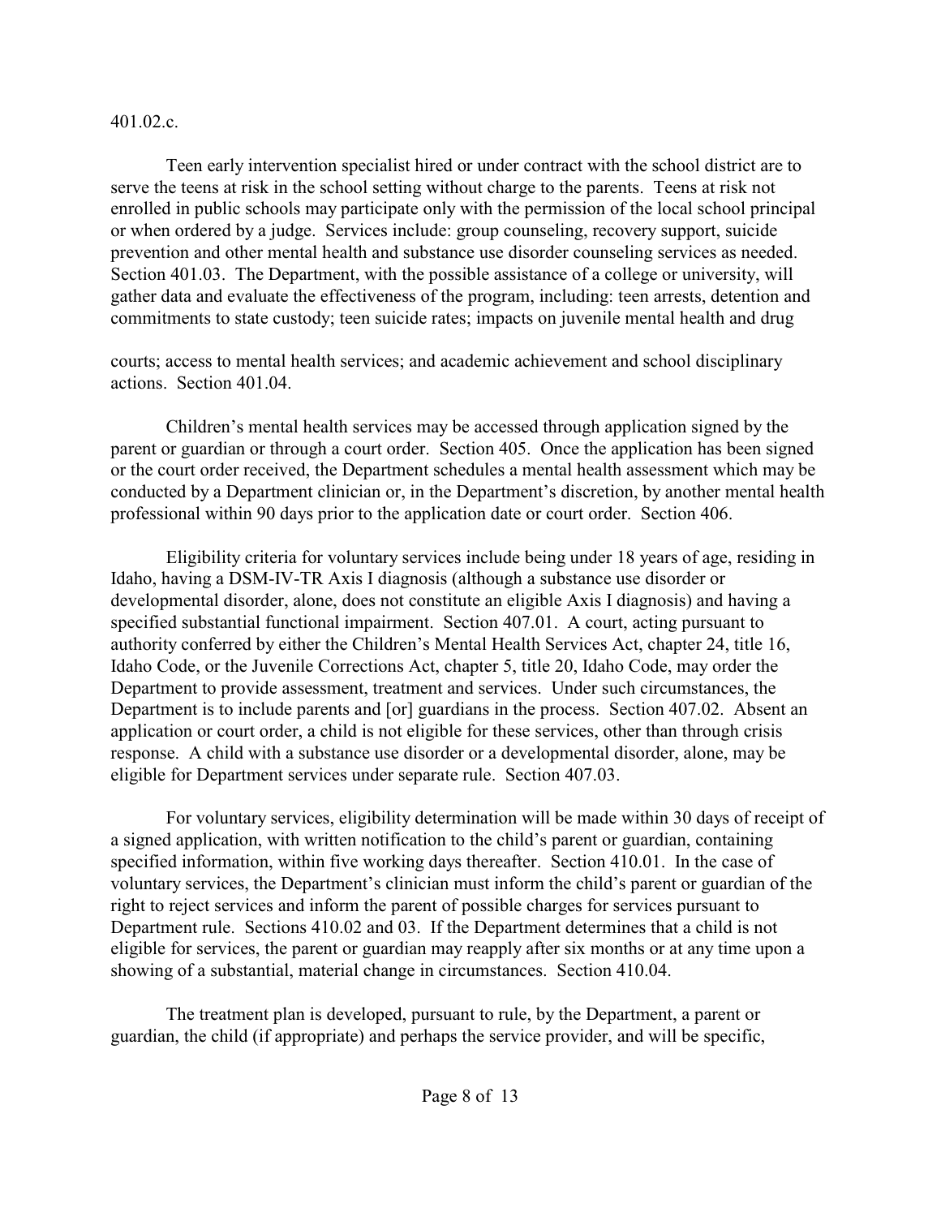401.02.c.

Teen early intervention specialist hired or under contract with the school district are to serve the teens at risk in the school setting without charge to the parents. Teens at risk not enrolled in public schools may participate only with the permission of the local school principal or when ordered by a judge. Services include: group counseling, recovery support, suicide prevention and other mental health and substance use disorder counseling services as needed. Section 401.03. The Department, with the possible assistance of a college or university, will gather data and evaluate the effectiveness of the program, including: teen arrests, detention and commitments to state custody; teen suicide rates; impacts on juvenile mental health and drug courts; access to mental health services; and academic achievement and school disciplinary actions. Section 401.04.

Children's mental health services may be accessed through application signed by the parent or guardian or through a court order. Section 405. Once the application has been signed or the court order received, the Department schedules a mental health assessment which may be conducted by a Department clinician or, in the Department's discretion, by another mental health professional within 90 days prior to the application date or court order. Section 406.

Eligibility criteria for voluntary services include being under 18 years of age, residing in Idaho, having a DSM-IV-TR Axis I diagnosis (although a substance use disorder or developmental disorder, alone, does not constitute an eligible Axis I diagnosis) and having a specified substantial functional impairment. Section 407.01. A court, acting pursuant to authority conferred by either the Children's Mental Health Services Act, chapter 24, title 16, Idaho Code, or the Juvenile Corrections Act, chapter 5, title 20, Idaho Code, may order the Department to provide assessment, treatment and services. Under such circumstances, the Department is to include parents and [or] guardians in the process. Section 407.02. Absent an application or court order, a child is not eligible for these services, other than through crisis response. A child with a substance use disorder or a developmental disorder, alone, may be eligible for Department services under separate rule. Section 407.03.

For voluntary services, eligibility determination will be made within 30 days of receipt of a signed application, with written notification to the child's parent or guardian, containing specified information, within five working days thereafter. Section 410.01. In the case of voluntary services, the Department's clinician must inform the child's parent or guardian of the right to reject services and inform the parent of possible charges for services pursuant to Department rule. Sections 410.02 and 03. If the Department determines that a child is not eligible for services, the parent or guardian may reapply after six months or at any time upon a showing of a substantial, material change in circumstances. Section 410.04.

The treatment plan is developed, pursuant to rule, by the Department, a parent or guardian, the child (if appropriate) and perhaps the service provider, and will be specific,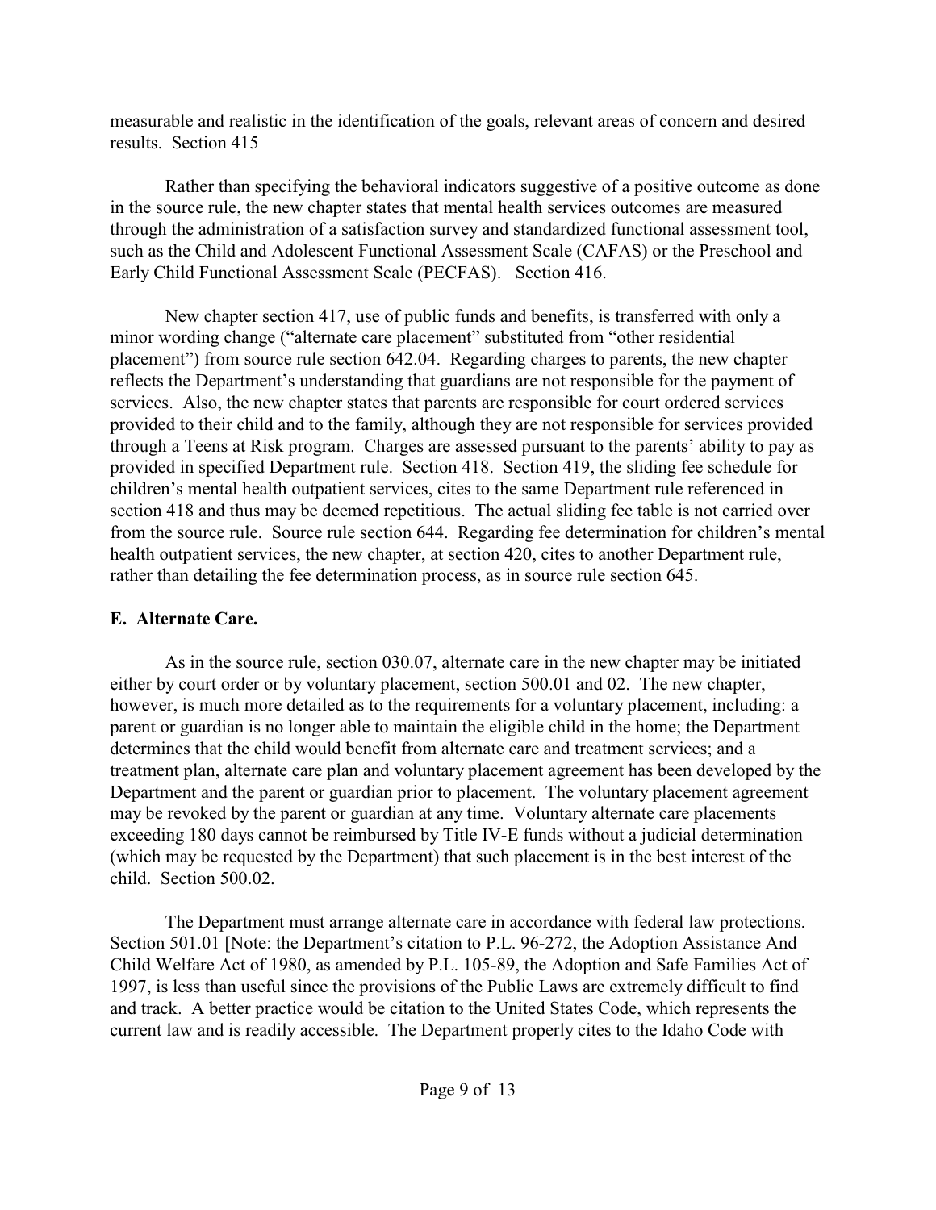measurable and realistic in the identification of the goals, relevant areas of concern and desired results. Section 415

Rather than specifying the behavioral indicators suggestive of a positive outcome as done in the source rule, the new chapter states that mental health services outcomes are measured through the administration of a satisfaction survey and standardized functional assessment tool, such as the Child and Adolescent Functional Assessment Scale (CAFAS) or the Preschool and Early Child Functional Assessment Scale (PECFAS). Section 416.

New chapter section 417, use of public funds and benefits, is transferred with only a minor wording change ("alternate care placement" substituted from "other residential placement") from source rule section 642.04. Regarding charges to parents, the new chapter reflects the Department's understanding that guardians are not responsible for the payment of services. Also, the new chapter states that parents are responsible for court ordered services provided to their child and to the family, although they are not responsible for services provided through a Teens at Risk program. Charges are assessed pursuant to the parents' ability to pay as provided in specified Department rule. Section 418. Section 419, the sliding fee schedule for children's mental health outpatient services, cites to the same Department rule referenced in section 418 and thus may be deemed repetitious. The actual sliding fee table is not carried over from the source rule. Source rule section 644. Regarding fee determination for children's mental health outpatient services, the new chapter, at section 420, cites to another Department rule, rather than detailing the fee determination process, as in source rule section 645.

## E. Alternate Care.

As in the source rule, section 030.07, alternate care in the new chapter may be initiated either by court order or by voluntary placement, section 500.01 and 02. The new chapter, however, is much more detailed as to the requirements for a voluntary placement, including: a parent or guardian is no longer able to maintain the eligible child in the home; the Department determines that the child would benefit from alternate care and treatment services; and a treatment plan, alternate care plan and voluntary placement agreement has been developed by the Department and the parent or guardian prior to placement. The voluntary placement agreement may be revoked by the parent or guardian at any time. Voluntary alternate care placements exceeding 180 days cannot be reimbursed by Title IV-E funds without a judicial determination (which may be requested by the Department) that such placement is in the best interest of the child. Section 500.02.

The Department must arrange alternate care in accordance with federal law protections. Section 501.01 [Note: the Department's citation to P.L. 96-272, the Adoption Assistance And Child Welfare Act of 1980, as amended by P.L. 105-89, the Adoption and Safe Families Act of 1997, is less than useful since the provisions of the Public Laws are extremely difficult to find and track. A better practice would be citation to the United States Code, which represents the current law and is readily accessible. The Department properly cites to the Idaho Code with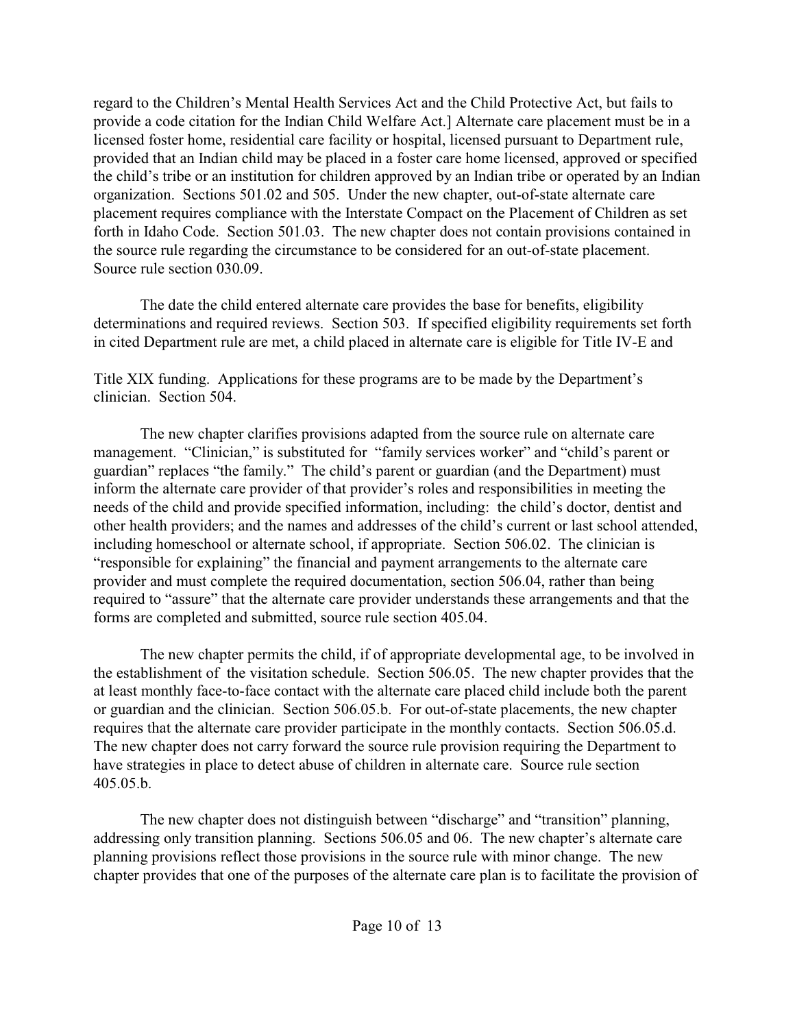regard to the Children's Mental Health Services Act and the Child Protective Act, but fails to provide a code citation for the Indian Child Welfare Act.] Alternate care placement must be in a licensed foster home, residential care facility or hospital, licensed pursuant to Department rule, provided that an Indian child may be placed in a foster care home licensed, approved or specified the child's tribe or an institution for children approved by an Indian tribe or operated by an Indian organization. Sections 501.02 and 505. Under the new chapter, out-of-state alternate care placement requires compliance with the Interstate Compact on the Placement of Children as set forth in Idaho Code. Section 501.03. The new chapter does not contain provisions contained in the source rule regarding the circumstance to be considered for an out-of-state placement. Source rule section 030.09.

The date the child entered alternate care provides the base for benefits, eligibility determinations and required reviews. Section 503. If specified eligibility requirements set forth in cited Department rule are met, a child placed in alternate care is eligible for Title IV-E and Title XIX funding. Applications for these programs are to be made by the Department's clinician. Section 504.

The new chapter clarifies provisions adapted from the source rule on alternate care management. "Clinician," is substituted for "family services worker" and "child's parent or guardian" replaces "the family." The child's parent or guardian (and the Department) must inform the alternate care provider of that provider's roles and responsibilities in meeting the needs of the child and provide specified information, including: the child's doctor, dentist and other health providers; and the names and addresses of the child's current or last school attended, including homeschool or alternate school, if appropriate. Section 506.02. The clinician is "responsible for explaining" the financial and payment arrangements to the alternate care provider and must complete the required documentation, section 506.04, rather than being required to "assure" that the alternate care provider understands these arrangements and that the forms are completed and submitted, source rule section 405.04.

The new chapter permits the child, if of appropriate developmental age, to be involved in the establishment of the visitation schedule. Section 506.05. The new chapter provides that the at least monthly face-to-face contact with the alternate care placed child include both the parent or guardian and the clinician. Section 506.05.b. For out-of-state placements, the new chapter requires that the alternate care provider participate in the monthly contacts. Section 506.05.d. The new chapter does not carry forward the source rule provision requiring the Department to have strategies in place to detect abuse of children in alternate care. Source rule section 405.05.b.

The new chapter does not distinguish between "discharge" and "transition" planning, addressing only transition planning. Sections 506.05 and 06. The new chapter's alternate care planning provisions reflect those provisions in the source rule with minor change. The new chapter provides that one of the purposes of the alternate care plan is to facilitate the provision of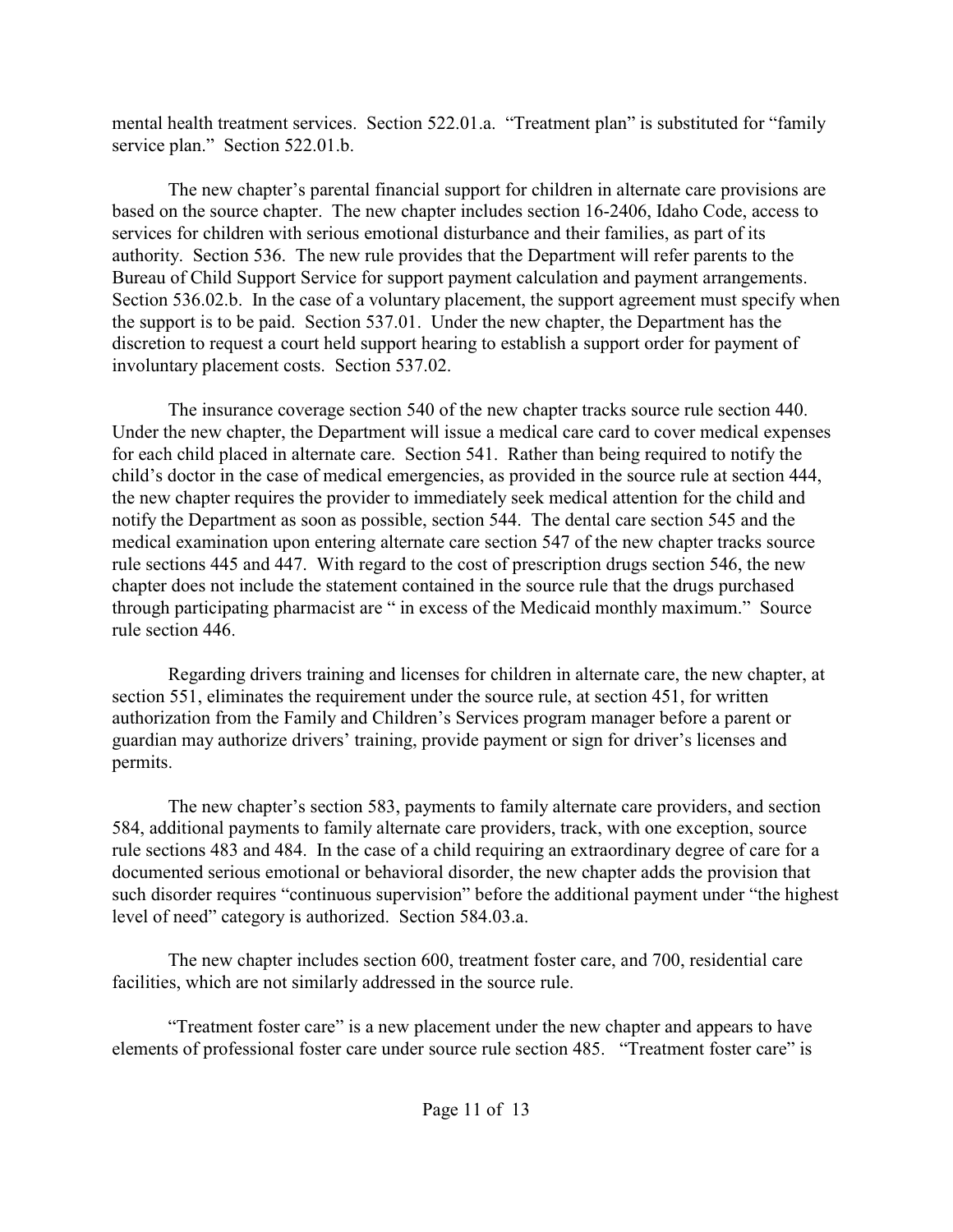mental health treatment services. Section 522.01.a. "Treatment plan" is substituted for "family service plan." Section 522.01.b.

The new chapter's parental financial support for children in alternate care provisions are based on the source chapter. The new chapter includes section 16-2406, Idaho Code, access to services for children with serious emotional disturbance and their families, as part of its authority. Section 536. The new rule provides that the Department will refer parents to the Bureau of Child Support Service for support payment calculation and payment arrangements. Section 536.02.b. In the case of a voluntary placement, the support agreement must specify when the support is to be paid. Section 537.01. Under the new chapter, the Department has the discretion to request a court held support hearing to establish a support order for payment of involuntary placement costs. Section 537.02.

The insurance coverage section 540 of the new chapter tracks source rule section 440. Under the new chapter, the Department will issue a medical care card to cover medical expenses for each child placed in alternate care. Section 541. Rather than being required to notify the child's doctor in the case of medical emergencies, as provided in the source rule at section 444, the new chapter requires the provider to immediately seek medical attention for the child and notify the Department as soon as possible, section 544. The dental care section 545 and the medical examination upon entering alternate care section 547 of the new chapter tracks source rule sections 445 and 447. With regard to the cost of prescription drugs section 546, the new chapter does not include the statement contained in the source rule that the drugs purchased through participating pharmacist are " in excess of the Medicaid monthly maximum." Source rule section 446.

Regarding drivers training and licenses for children in alternate care, the new chapter, at section 551, eliminates the requirement under the source rule, at section 451, for written authorization from the Family and Children's Services program manager before a parent or guardian may authorize drivers' training, provide payment or sign for driver's licenses and permits.

The new chapter's section 583, payments to family alternate care providers, and section 584, additional payments to family alternate care providers, track, with one exception, source rule sections 483 and 484. In the case of a child requiring an extraordinary degree of care for a documented serious emotional or behavioral disorder, the new chapter adds the provision that such disorder requires "continuous supervision" before the additional payment under "the highest level of need" category is authorized. Section 584.03.a.

The new chapter includes section 600, treatment foster care, and 700, residential care facilities, which are not similarly addressed in the source rule.

"Treatment foster care" is a new placement under the new chapter and appears to have elements of professional foster care under source rule section 485. "Treatment foster care" is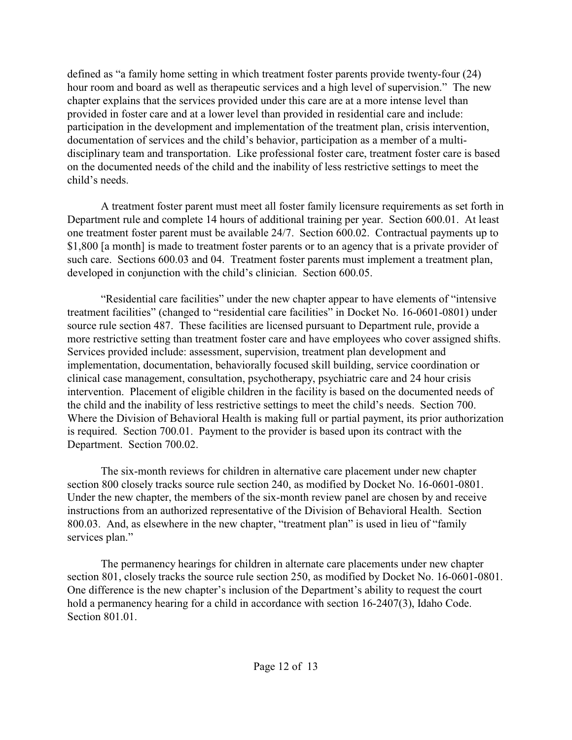defined as "a family home setting in which treatment foster parents provide twenty-four (24) hour room and board as well as therapeutic services and a high level of supervision." The new chapter explains that the services provided under this care are at a more intense level than provided in foster care and at a lower level than provided in residential care and include: participation in the development and implementation of the treatment plan, crisis intervention, documentation of services and the child's behavior, participation as a member of a multi-disciplinary team and transportation. Like professional foster care, treatment foster care is based on the documented needs of the child and the inability of less restrictive settings to meet the child's needs.

A treatment foster parent must meet all foster family licensure requirements as set forth in Department rule and complete 14 hours of additional training per year. Section 600.01. At least one treatment foster parent must be available 24/7. Section 600.02. Contractual payments up to $1,800 [a month] is made to treatment foster parents or to an agency that is a private provider of such care. Sections 600.03 and 04. Treatment foster parents must implement a treatment plan, developed in conjunction with the child's clinician. Section 600.05.

"Residential care facilities" under the new chapter appear to have elements of "intensive treatment facilities" (changed to "residential care facilities" in Docket No. 16-0601-0801) under source rule section 487. These facilities are licensed pursuant to Department rule, provide a more restrictive setting than treatment foster care and have employees who cover assigned shifts. Services provided include: assessment, supervision, treatment plan development and implementation, documentation, behaviorally focused skill building, service coordination or clinical case management, consultation, psychotherapy, psychiatric care and 24 hour crisis intervention. Placement of eligible children in the facility is based on the documented needs of the child and the inability of less restrictive settings to meet the child's needs. Section 700. Where the Division of Behavioral Health is making full or partial payment, its prior authorization is required. Section 700.01. Payment to the provider is based upon its contract with the Department. Section 700.02.

The six-month reviews for children in alternative care placement under new chapter section 800 closely tracks source rule section 240, as modified by Docket No. 16-0601-0801. Under the new chapter, the members of the six-month review panel are chosen by and receive instructions from an authorized representative of the Division of Behavioral Health. Section 800.03. And, as elsewhere in the new chapter, "treatment plan" is used in lieu of "family services plan."

The permanency hearings for children in alternate care placements under new chapter section 801, closely tracks the source rule section 250, as modified by Docket No. 16-0601-0801. One difference is the new chapter's inclusion of the Department's ability to request the court hold a permanency hearing for a child in accordance with section 16-2407(3), Idaho Code. Section 801.01.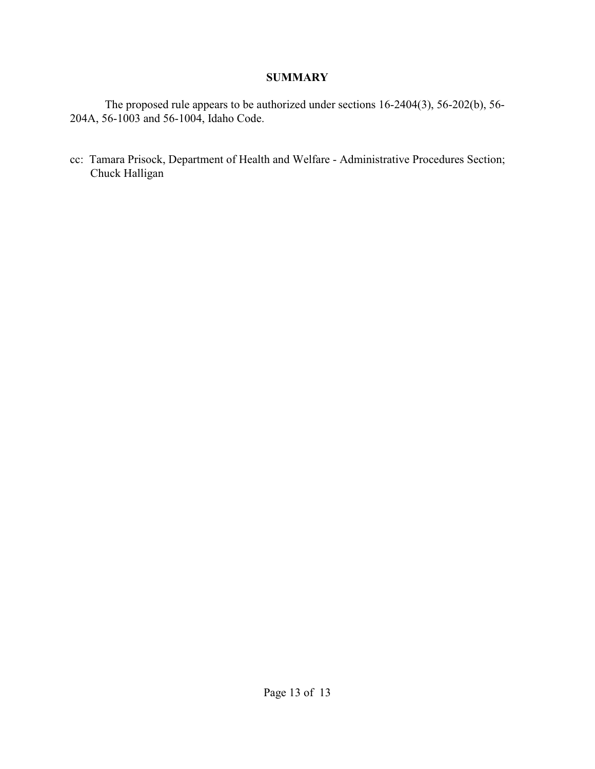## SUMMARY

The proposed rule appears to be authorized under sections 16-2404(3), 56-202(b), 56-204A, 56-1003 and 56-1004, Idaho Code.

cc: Tamara Prisock, Department of Health and Welfare - Administrative Procedures Section;
Chuck Halligan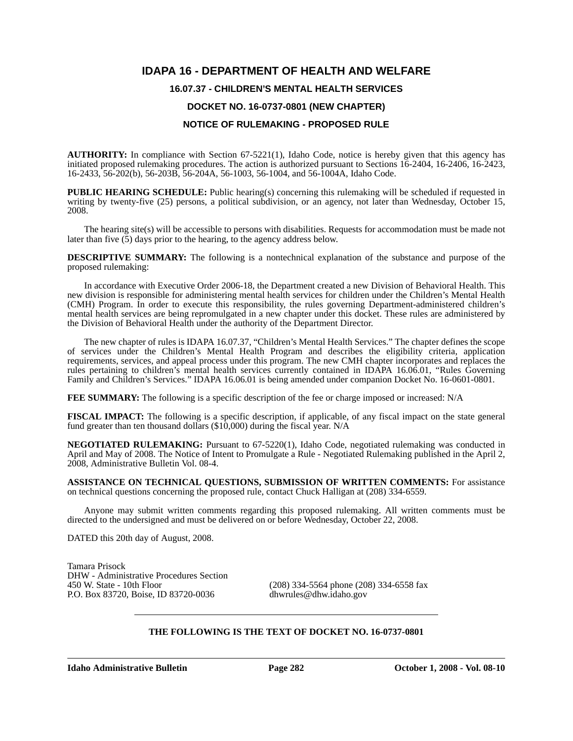# IDAPA 16 - DEPARTMENT OF HEALTH AND WELFARE

## 16.07.37 - CHILDREN'S MENTAL HEALTH SERVICES

## DOCKET NO. 16-0737-0801 (NEW CHAPTER)

## NOTICE OF RULEMAKING - PROPOSED RULE

**AUTHORITY:** In compliance with Section 67-5221(1), Idaho Code, notice is hereby given that this agency has initiated proposed rulemaking procedures. The action is authorized pursuant to Sections 16-2404, 16-2406, 16-2423, 16-2433, 56-202(b), 56-203B, 56-204A, 56-1003, 56-1004, and 56-1004A, Idaho Code.

**PUBLIC HEARING SCHEDULE:** Public hearing(s) concerning this rulemaking will be scheduled if requested in writing by twenty-five (25) persons, a political subdivision, or an agency, not later than Wednesday, October 15, 2008.

The hearing site(s) will be accessible to persons with disabilities. Requests for accommodation must be made not later than five (5) days prior to the hearing, to the agency address below.

**DESCRIPTIVE SUMMARY:** The following is a nontechnical explanation of the substance and purpose of the proposed rulemaking:

In accordance with Executive Order 2006-18, the Department created a new Division of Behavioral Health. This new division is responsible for administering mental health services for children under the Children's Mental Health (CMH) Program. In order to execute this responsibility, the rules governing Department-administered children's mental health services are being repromulgated in a new chapter under this docket. These rules are administered by the Division of Behavioral Health under the authority of the Department Director.

The new chapter of rules is IDAPA 16.07.37, "Children's Mental Health Services." The chapter defines the scope of services under the Children's Mental Health Program and describes the eligibility criteria, application requirements, services, and appeal process under this program. The new CMH chapter incorporates and replaces the rules pertaining to children's mental health services currently contained in IDAPA 16.06.01, "Rules Governing Family and Children's Services." IDAPA 16.06.01 is being amended under companion Docket No. 16-0601-0801.

**FEE SUMMARY:** The following is a specific description of the fee or charge imposed or increased: N/A

**FISCAL IMPACT:** The following is a specific description, if applicable, of any fiscal impact on the state general fund greater than ten thousand dollars ($10,000) during the fiscal year. N/A

**NEGOTIATED RULEMAKING:** Pursuant to 67-5220(1), Idaho Code, negotiated rulemaking was conducted in April and May of 2008. The Notice of Intent to Promulgate a Rule - Negotiated Rulemaking published in the April 2, 2008, Administrative Bulletin Vol. 08-4.

**ASSISTANCE ON TECHNICAL QUESTIONS, SUBMISSION OF WRITTEN COMMENTS:** For assistance on technical questions concerning the proposed rule, contact Chuck Halligan at (208) 334-6559.

Anyone may submit written comments regarding this proposed rulemaking. All written comments must be directed to the undersigned and must be delivered on or before Wednesday, October 22, 2008.

DATED this 20th day of August, 2008.

Tamara Prisock
DHW - Administrative Procedures Section
450 W. State - 10th Floor
P.O. Box 83720, Boise, ID 83720-0036
(208) 334-5564 phone (208) 334-6558 fax
dhwrules@dhw.idaho.gov

---

**THE FOLLOWING IS THE TEXT OF DOCKET NO. 16-0737-0801**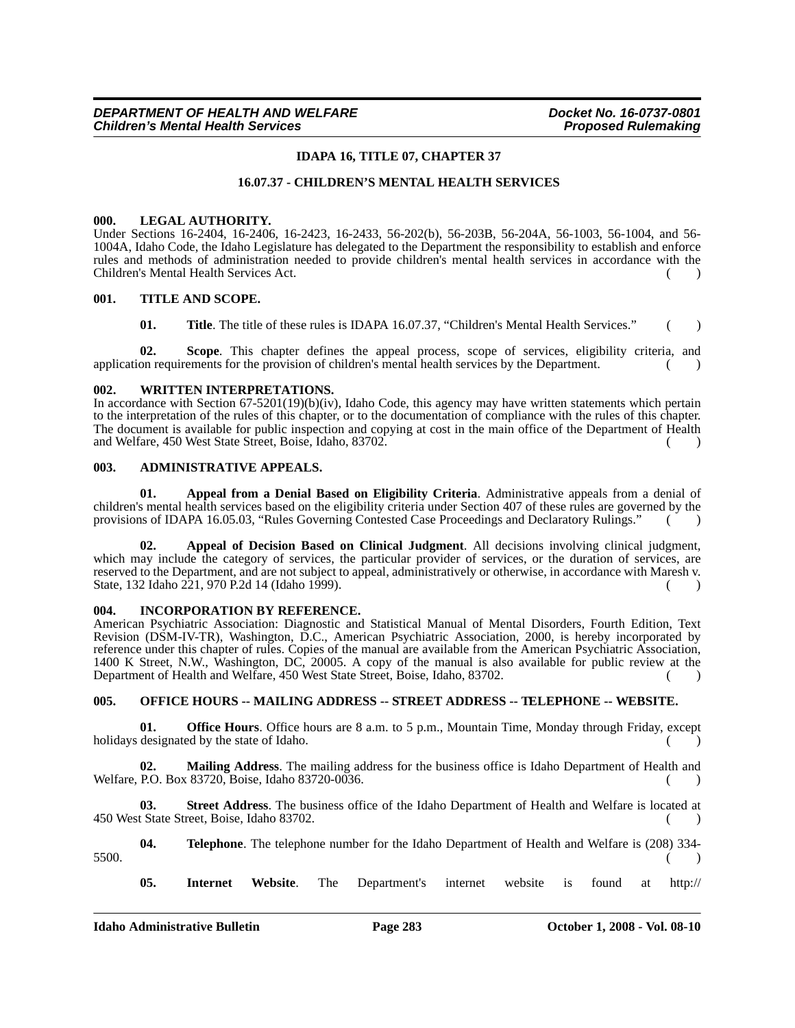## IDAPA 16, TITLE 07, CHAPTER 37

### 16.07.37 - CHILDREN'S MENTAL HEALTH SERVICES

**000. LEGAL AUTHORITY.**

Under Sections 16-2404, 16-2406, 16-2423, 16-2433, 56-202(b), 56-203B, 56-204A, 56-1003, 56-1004, and 56-1004A, Idaho Code, the Idaho Legislature has delegated to the Department the responsibility to establish and enforce rules and methods of administration needed to provide children's mental health services in accordance with the Children's Mental Health Services Act. ( )

**001. TITLE AND SCOPE.**

**01. Title**. The title of these rules is IDAPA 16.07.37, "Children's Mental Health Services." ( )

**02. Scope**. This chapter defines the appeal process, scope of services, eligibility criteria, and application requirements for the provision of children's mental health services by the Department. ( )

**002. WRITTEN INTERPRETATIONS.**

In accordance with Section 67-5201(19)(b)(iv), Idaho Code, this agency may have written statements which pertain to the interpretation of the rules of this chapter, or to the documentation of compliance with the rules of this chapter. The document is available for public inspection and copying at cost in the main office of the Department of Health and Welfare, 450 West State Street, Boise, Idaho, 83702. ( )

**003. ADMINISTRATIVE APPEALS.**

**01. Appeal from a Denial Based on Eligibility Criteria**. Administrative appeals from a denial of children's mental health services based on the eligibility criteria under Section 407 of these rules are governed by the provisions of IDAPA 16.05.03, "Rules Governing Contested Case Proceedings and Declaratory Rulings." ( )

**02. Appeal of Decision Based on Clinical Judgment**. All decisions involving clinical judgment, which may include the category of services, the particular provider of services, or the duration of services, are reserved to the Department, and are not subject to appeal, administratively or otherwise, in accordance with Maresh v. State, 132 Idaho 221, 970 P.2d 14 (Idaho 1999). ( )

**004. INCORPORATION BY REFERENCE.**

American Psychiatric Association: Diagnostic and Statistical Manual of Mental Disorders, Fourth Edition, Text Revision (DSM-IV-TR), Washington, D.C., American Psychiatric Association, 2000, is hereby incorporated by reference under this chapter of rules. Copies of the manual are available from the American Psychiatric Association, 1400 K Street, N.W., Washington, DC, 20005. A copy of the manual is also available for public review at the Department of Health and Welfare, 450 West State Street, Boise, Idaho, 83702. ( )

**005. OFFICE HOURS -- MAILING ADDRESS -- STREET ADDRESS -- TELEPHONE -- WEBSITE.**

**01. Office Hours**. Office hours are 8 a.m. to 5 p.m., Mountain Time, Monday through Friday, except holidays designated by the state of Idaho. ( )

**02. Mailing Address**. The mailing address for the business office is Idaho Department of Health and Welfare, P.O. Box 83720, Boise, Idaho 83720-0036. ( )

**03. Street Address**. The business office of the Idaho Department of Health and Welfare is located at 450 West State Street, Boise, Idaho 83702. ( )

**04. Telephone**. The telephone number for the Idaho Department of Health and Welfare is (208) 334-5500. ( )

**05. Internet Website**. The Department's internet website is found at http://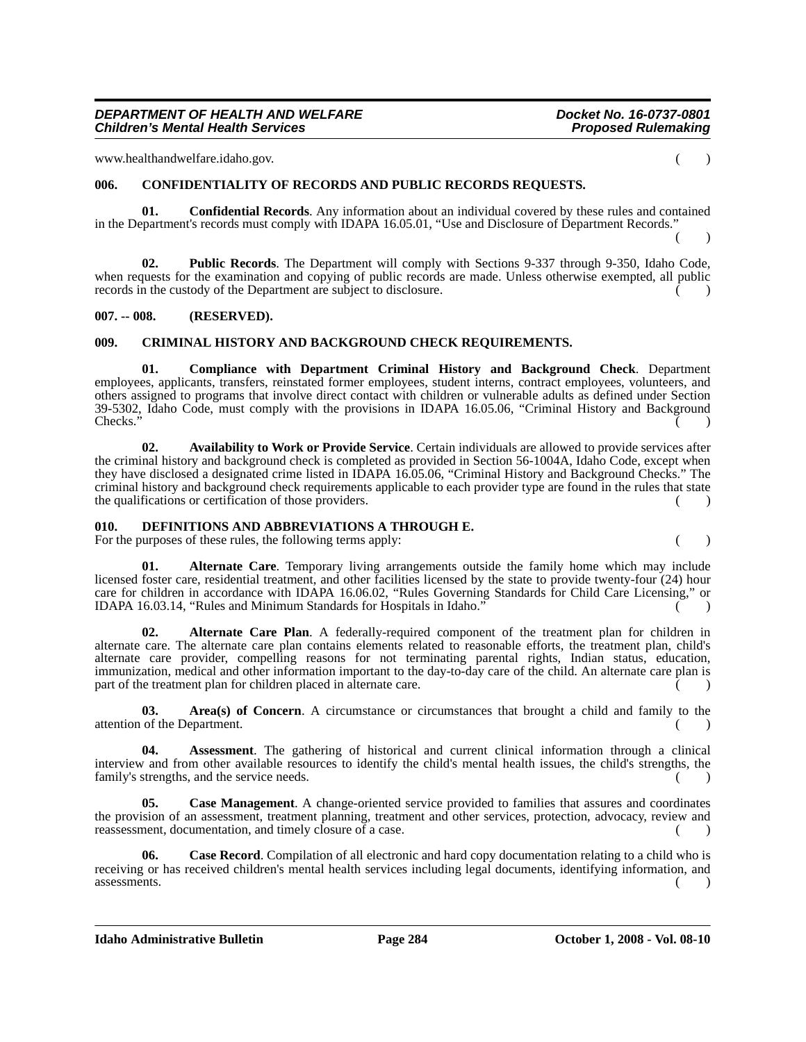www.healthandwelfare.idaho.gov. ( )

## 006. CONFIDENTIALITY OF RECORDS AND PUBLIC RECORDS REQUESTS.

**01. Confidential Records**. Any information about an individual covered by these rules and contained in the Department's records must comply with IDAPA 16.05.01, "Use and Disclosure of Department Records." ( )

**02. Public Records**. The Department will comply with Sections 9-337 through 9-350, Idaho Code, when requests for the examination and copying of public records are made. Unless otherwise exempted, all public records in the custody of the Department are subject to disclosure. ( )

## 007. -- 008. (RESERVED).

## 009. CRIMINAL HISTORY AND BACKGROUND CHECK REQUIREMENTS.

**01. Compliance with Department Criminal History and Background Check**. Department employees, applicants, transfers, reinstated former employees, student interns, contract employees, volunteers, and others assigned to programs that involve direct contact with children or vulnerable adults as defined under Section 39-5302, Idaho Code, must comply with the provisions in IDAPA 16.05.06, "Criminal History and Background Checks." ( )

**02. Availability to Work or Provide Service**. Certain individuals are allowed to provide services after the criminal history and background check is completed as provided in Section 56-1004A, Idaho Code, except when they have disclosed a designated crime listed in IDAPA 16.05.06, "Criminal History and Background Checks." The criminal history and background check requirements applicable to each provider type are found in the rules that state the qualifications or certification of those providers. ( )

## 010. DEFINITIONS AND ABBREVIATIONS A THROUGH E.

For the purposes of these rules, the following terms apply: ( )

**01. Alternate Care**. Temporary living arrangements outside the family home which may include licensed foster care, residential treatment, and other facilities licensed by the state to provide twenty-four (24) hour care for children in accordance with IDAPA 16.06.02, "Rules Governing Standards for Child Care Licensing," or IDAPA 16.03.14, "Rules and Minimum Standards for Hospitals in Idaho." ( )

**02. Alternate Care Plan**. A federally-required component of the treatment plan for children in alternate care. The alternate care plan contains elements related to reasonable efforts, the treatment plan, child's alternate care provider, compelling reasons for not terminating parental rights, Indian status, education, immunization, medical and other information important to the day-to-day care of the child. An alternate care plan is part of the treatment plan for children placed in alternate care. ( )

**03. Area(s) of Concern**. A circumstance or circumstances that brought a child and family to the attention of the Department. ( )

**04. Assessment**. The gathering of historical and current clinical information through a clinical interview and from other available resources to identify the child's mental health issues, the child's strengths, the family's strengths, and the service needs. ( )

**05. Case Management**. A change-oriented service provided to families that assures and coordinates the provision of an assessment, treatment planning, treatment and other services, protection, advocacy, review and reassessment, documentation, and timely closure of a case. ( )

**06. Case Record**. Compilation of all electronic and hard copy documentation relating to a child who is receiving or has received children's mental health services including legal documents, identifying information, and assessments. ( )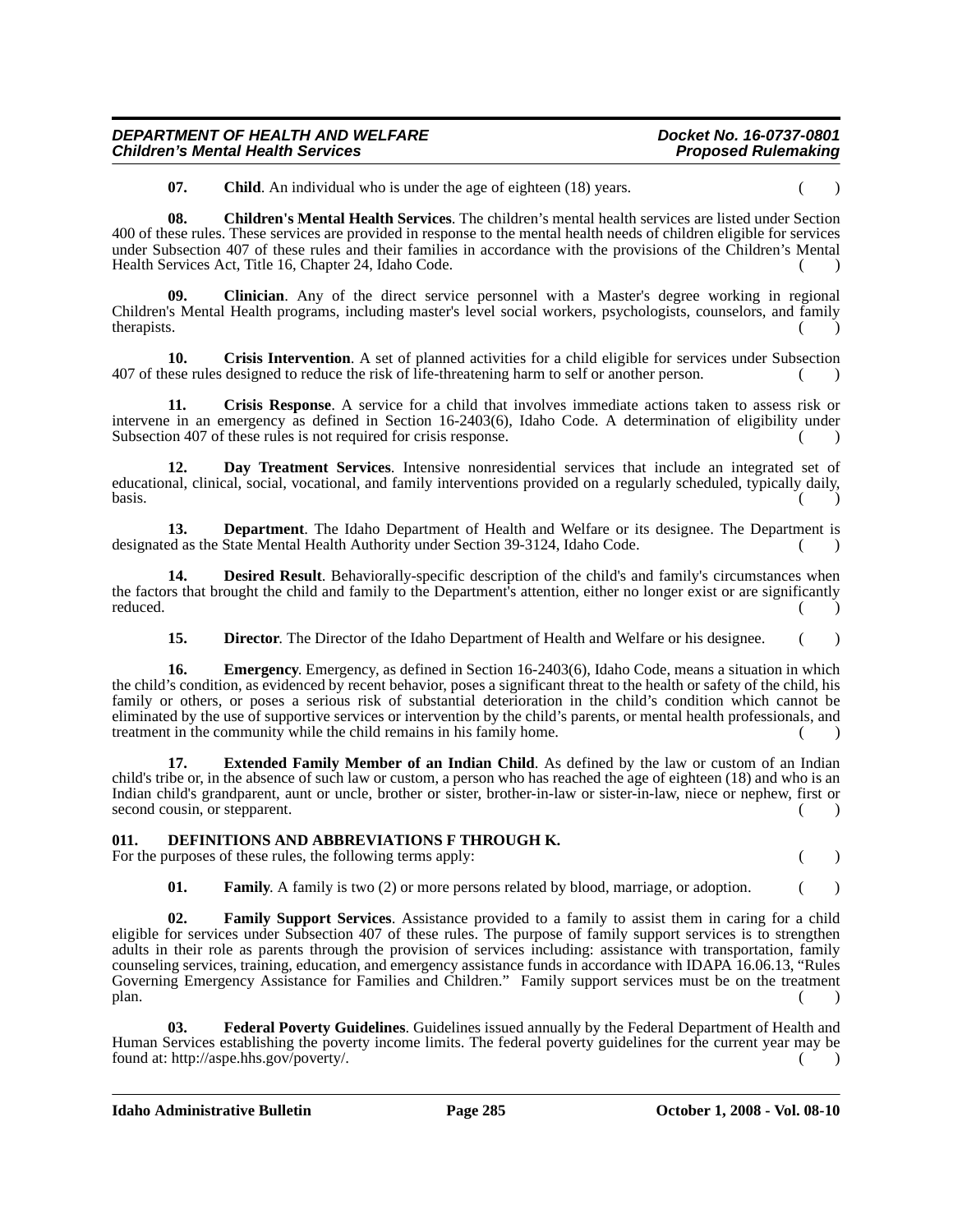**07. Child**. An individual who is under the age of eighteen (18) years. ( )

**08. Children's Mental Health Services**. The children's mental health services are listed under Section 400 of these rules. These services are provided in response to the mental health needs of children eligible for services under Subsection 407 of these rules and their families in accordance with the provisions of the Children's Mental Health Services Act, Title 16, Chapter 24, Idaho Code. ( )

**09. Clinician**. Any of the direct service personnel with a Master's degree working in regional Children's Mental Health programs, including master's level social workers, psychologists, counselors, and family therapists. ( )

**10. Crisis Intervention**. A set of planned activities for a child eligible for services under Subsection 407 of these rules designed to reduce the risk of life-threatening harm to self or another person. ( )

**11. Crisis Response**. A service for a child that involves immediate actions taken to assess risk or intervene in an emergency as defined in Section 16-2403(6), Idaho Code. A determination of eligibility under Subsection 407 of these rules is not required for crisis response. ( )

**12. Day Treatment Services**. Intensive nonresidential services that include an integrated set of educational, clinical, social, vocational, and family interventions provided on a regularly scheduled, typically daily, basis. ( )

**13. Department**. The Idaho Department of Health and Welfare or its designee. The Department is designated as the State Mental Health Authority under Section 39-3124, Idaho Code. ( )

**14. Desired Result**. Behaviorally-specific description of the child's and family's circumstances when the factors that brought the child and family to the Department's attention, either no longer exist or are significantly reduced. ( )

**15. Director**. The Director of the Idaho Department of Health and Welfare or his designee. ( )

**16. Emergency**. Emergency, as defined in Section 16-2403(6), Idaho Code, means a situation in which the child's condition, as evidenced by recent behavior, poses a significant threat to the health or safety of the child, his family or others, or poses a serious risk of substantial deterioration in the child's condition which cannot be eliminated by the use of supportive services or intervention by the child's parents, or mental health professionals, and treatment in the community while the child remains in his family home. ( )

**17. Extended Family Member of an Indian Child**. As defined by the law or custom of an Indian child's tribe or, in the absence of such law or custom, a person who has reached the age of eighteen (18) and who is an Indian child's grandparent, aunt or uncle, brother or sister, brother-in-law or sister-in-law, niece or nephew, first or second cousin, or stepparent. ( )

**011. DEFINITIONS AND ABBREVIATIONS F THROUGH K.**

For the purposes of these rules, the following terms apply: ( )

**01. Family**. A family is two (2) or more persons related by blood, marriage, or adoption. ( )

**02. Family Support Services**. Assistance provided to a family to assist them in caring for a child eligible for services under Subsection 407 of these rules. The purpose of family support services is to strengthen adults in their role as parents through the provision of services including: assistance with transportation, family counseling services, training, education, and emergency assistance funds in accordance with IDAPA 16.06.13, "Rules Governing Emergency Assistance for Families and Children." Family support services must be on the treatment plan. ( )

**03. Federal Poverty Guidelines**. Guidelines issued annually by the Federal Department of Health and Human Services establishing the poverty income limits. The federal poverty guidelines for the current year may be found at: http://aspe.hhs.gov/poverty/. ( )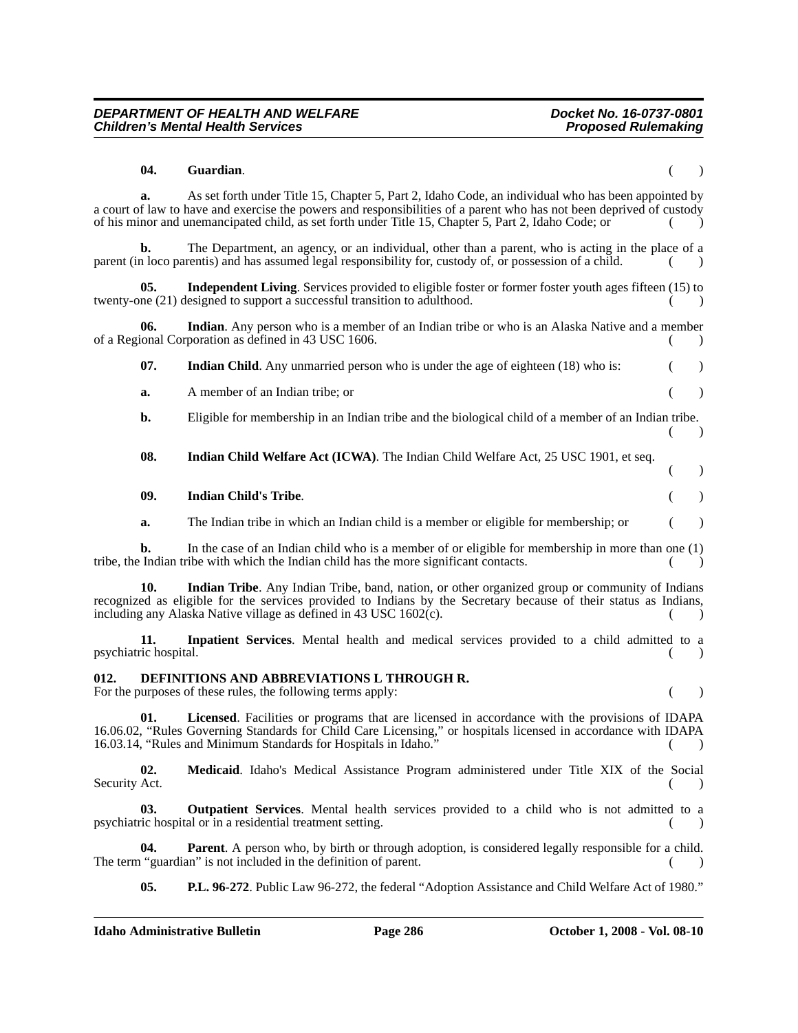**04. Guardian**. ( )

**a.** As set forth under Title 15, Chapter 5, Part 2, Idaho Code, an individual who has been appointed by a court of law to have and exercise the powers and responsibilities of a parent who has not been deprived of custody of his minor and unemancipated child, as set forth under Title 15, Chapter 5, Part 2, Idaho Code; or ( )

**b.** The Department, an agency, or an individual, other than a parent, who is acting in the place of a parent (in loco parentis) and has assumed legal responsibility for, custody of, or possession of a child. ( )

**05. Independent Living**. Services provided to eligible foster or former foster youth ages fifteen (15) to twenty-one (21) designed to support a successful transition to adulthood. ( )

**06. Indian**. Any person who is a member of an Indian tribe or who is an Alaska Native and a member of a Regional Corporation as defined in 43 USC 1606. ( )

**07. Indian Child**. Any unmarried person who is under the age of eighteen (18) who is: ( )

**a.** A member of an Indian tribe; or ( )

**b.** Eligible for membership in an Indian tribe and the biological child of a member of an Indian tribe. ( )

**08. Indian Child Welfare Act (ICWA)**. The Indian Child Welfare Act, 25 USC 1901, et seq. ( )

**09. Indian Child's Tribe**. ( )

**a.** The Indian tribe in which an Indian child is a member or eligible for membership; or ( )

**b.** In the case of an Indian child who is a member of or eligible for membership in more than one (1) tribe, the Indian tribe with which the Indian child has the more significant contacts. ( )

**10. Indian Tribe**. Any Indian Tribe, band, nation, or other organized group or community of Indians recognized as eligible for the services provided to Indians by the Secretary because of their status as Indians, including any Alaska Native village as defined in 43 USC 1602(c). ( )

**11. Inpatient Services**. Mental health and medical services provided to a child admitted to a psychiatric hospital. ( )

**012. DEFINITIONS AND ABBREVIATIONS L THROUGH R.**

For the purposes of these rules, the following terms apply: ( )

**01. Licensed**. Facilities or programs that are licensed in accordance with the provisions of IDAPA 16.06.02, "Rules Governing Standards for Child Care Licensing," or hospitals licensed in accordance with IDAPA 16.03.14, "Rules and Minimum Standards for Hospitals in Idaho." ( )

**02. Medicaid**. Idaho's Medical Assistance Program administered under Title XIX of the Social Security Act. ( )

**03. Outpatient Services**. Mental health services provided to a child who is not admitted to a psychiatric hospital or in a residential treatment setting. ( )

**04. Parent**. A person who, by birth or through adoption, is considered legally responsible for a child. The term "guardian" is not included in the definition of parent. ( )

**05. P.L. 96-272**. Public Law 96-272, the federal "Adoption Assistance and Child Welfare Act of 1980."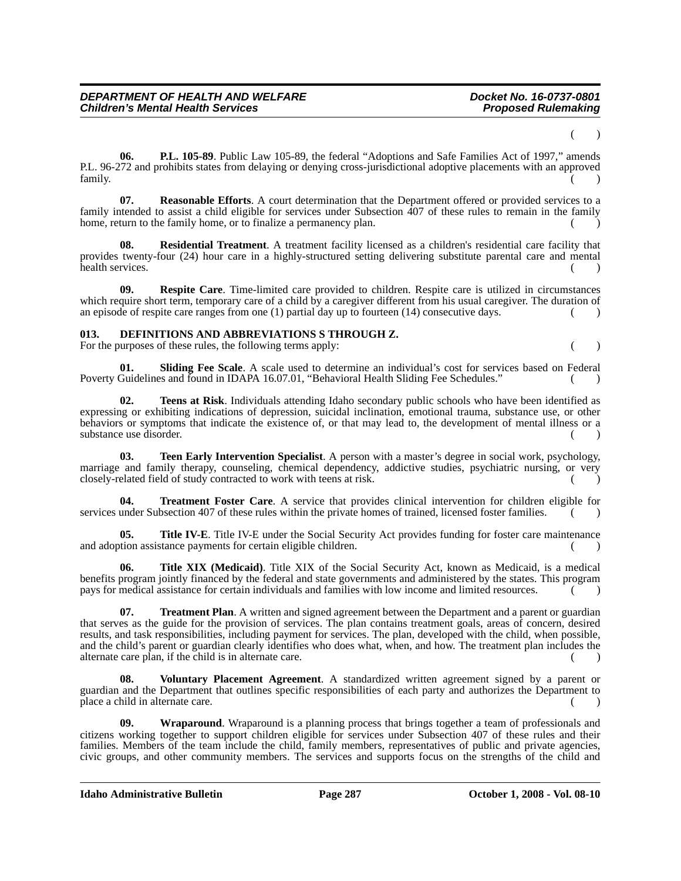( )

**06. P.L. 105-89**. Public Law 105-89, the federal "Adoptions and Safe Families Act of 1997," amends P.L. 96-272 and prohibits states from delaying or denying cross-jurisdictional adoptive placements with an approved family. ( )

**07. Reasonable Efforts**. A court determination that the Department offered or provided services to a family intended to assist a child eligible for services under Subsection 407 of these rules to remain in the family home, return to the family home, or to finalize a permanency plan. ( )

**08. Residential Treatment**. A treatment facility licensed as a children's residential care facility that provides twenty-four (24) hour care in a highly-structured setting delivering substitute parental care and mental health services. ( )

**09. Respite Care**. Time-limited care provided to children. Respite care is utilized in circumstances which require short term, temporary care of a child by a caregiver different from his usual caregiver. The duration of an episode of respite care ranges from one (1) partial day up to fourteen (14) consecutive days. ( )

**013. DEFINITIONS AND ABBREVIATIONS S THROUGH Z.**

For the purposes of these rules, the following terms apply: ( )

**01. Sliding Fee Scale**. A scale used to determine an individual's cost for services based on Federal Poverty Guidelines and found in IDAPA 16.07.01, "Behavioral Health Sliding Fee Schedules." ( )

**02. Teens at Risk**. Individuals attending Idaho secondary public schools who have been identified as expressing or exhibiting indications of depression, suicidal inclination, emotional trauma, substance use, or other behaviors or symptoms that indicate the existence of, or that may lead to, the development of mental illness or a substance use disorder. ( )

**03. Teen Early Intervention Specialist**. A person with a master's degree in social work, psychology, marriage and family therapy, counseling, chemical dependency, addictive studies, psychiatric nursing, or very closely-related field of study contracted to work with teens at risk. ( )

**04. Treatment Foster Care**. A service that provides clinical intervention for children eligible for services under Subsection 407 of these rules within the private homes of trained, licensed foster families. ( )

**05. Title IV-E**. Title IV-E under the Social Security Act provides funding for foster care maintenance and adoption assistance payments for certain eligible children. ( )

**06. Title XIX (Medicaid)**. Title XIX of the Social Security Act, known as Medicaid, is a medical benefits program jointly financed by the federal and state governments and administered by the states. This program pays for medical assistance for certain individuals and families with low income and limited resources. ( )

**07. Treatment Plan**. A written and signed agreement between the Department and a parent or guardian that serves as the guide for the provision of services. The plan contains treatment goals, areas of concern, desired results, and task responsibilities, including payment for services. The plan, developed with the child, when possible, and the child's parent or guardian clearly identifies who does what, when, and how. The treatment plan includes the alternate care plan, if the child is in alternate care. ( )

**08. Voluntary Placement Agreement**. A standardized written agreement signed by a parent or guardian and the Department that outlines specific responsibilities of each party and authorizes the Department to place a child in alternate care. ( )

**09. Wraparound**. Wraparound is a planning process that brings together a team of professionals and citizens working together to support children eligible for services under Subsection 407 of these rules and their families. Members of the team include the child, family members, representatives of public and private agencies, civic groups, and other community members. The services and supports focus on the strengths of the child and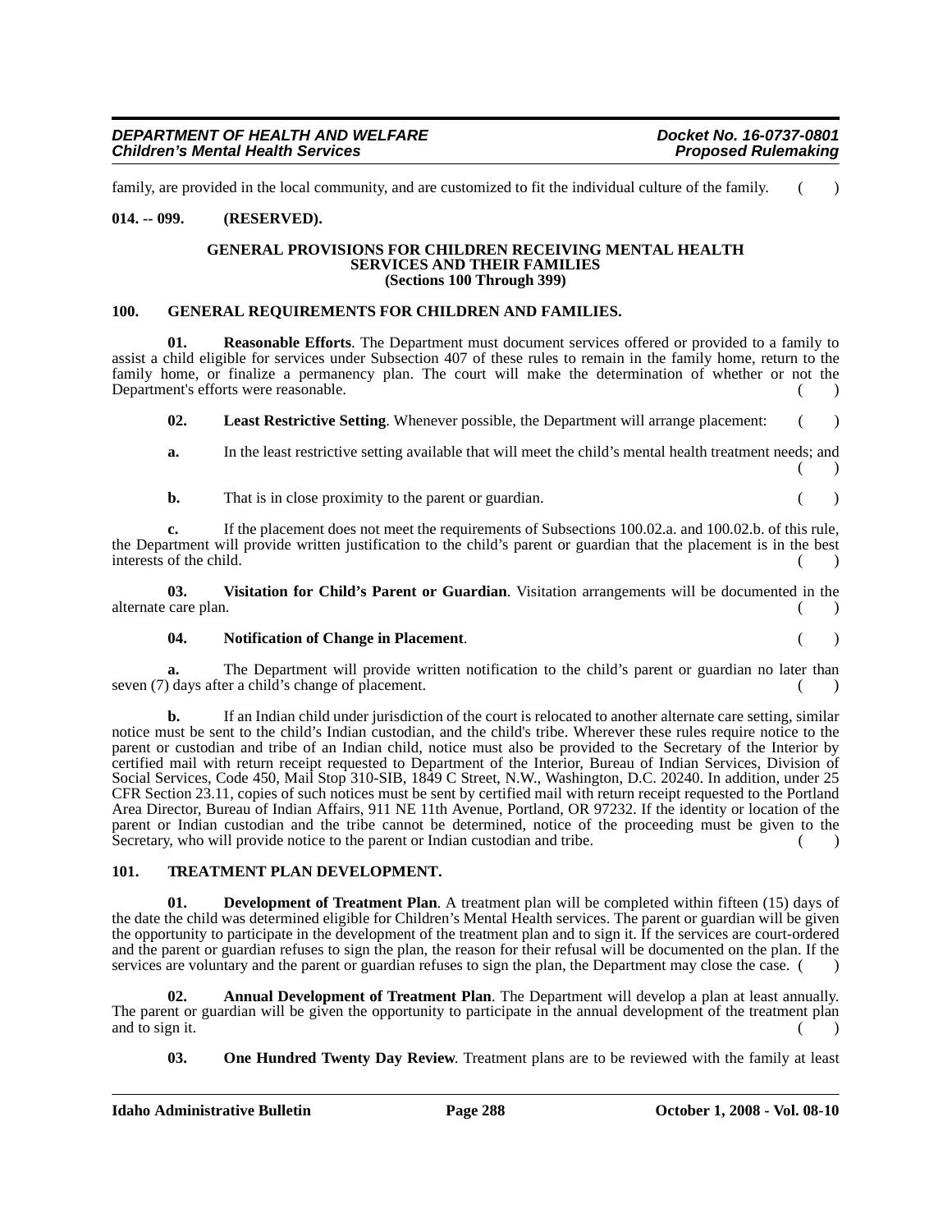family, are provided in the local community, and are customized to fit the individual culture of the family. ( )

**014. -- 099. (RESERVED).**

### GENERAL PROVISIONS FOR CHILDREN RECEIVING MENTAL HEALTH SERVICES AND THEIR FAMILIES (Sections 100 Through 399)

**100. GENERAL REQUIREMENTS FOR CHILDREN AND FAMILIES.**

**01. Reasonable Efforts**. The Department must document services offered or provided to a family to assist a child eligible for services under Subsection 407 of these rules to remain in the family home, return to the family home, or finalize a permanency plan. The court will make the determination of whether or not the Department's efforts were reasonable. ( )

**02. Least Restrictive Setting**. Whenever possible, the Department will arrange placement: ( )

**a.** In the least restrictive setting available that will meet the child's mental health treatment needs; and ( )

**b.** That is in close proximity to the parent or guardian. ( )

**c.** If the placement does not meet the requirements of Subsections 100.02.a. and 100.02.b. of this rule, the Department will provide written justification to the child's parent or guardian that the placement is in the best interests of the child. ( )

**03. Visitation for Child's Parent or Guardian**. Visitation arrangements will be documented in the alternate care plan. ( )

**04. Notification of Change in Placement**. ( )

**a.** The Department will provide written notification to the child's parent or guardian no later than seven (7) days after a child's change of placement. ( )

**b.** If an Indian child under jurisdiction of the court is relocated to another alternate care setting, similar notice must be sent to the child's Indian custodian, and the child's tribe. Wherever these rules require notice to the parent or custodian and tribe of an Indian child, notice must also be provided to the Secretary of the Interior by certified mail with return receipt requested to Department of the Interior, Bureau of Indian Services, Division of Social Services, Code 450, Mail Stop 310-SIB, 1849 C Street, N.W., Washington, D.C. 20240. In addition, under 25 CFR Section 23.11, copies of such notices must be sent by certified mail with return receipt requested to the Portland Area Director, Bureau of Indian Affairs, 911 NE 11th Avenue, Portland, OR 97232. If the identity or location of the parent or Indian custodian and the tribe cannot be determined, notice of the proceeding must be given to the Secretary, who will provide notice to the parent or Indian custodian and tribe. ( )

**101. TREATMENT PLAN DEVELOPMENT.**

**01. Development of Treatment Plan**. A treatment plan will be completed within fifteen (15) days of the date the child was determined eligible for Children's Mental Health services. The parent or guardian will be given the opportunity to participate in the development of the treatment plan and to sign it. If the services are court-ordered and the parent or guardian refuses to sign the plan, the reason for their refusal will be documented on the plan. If the services are voluntary and the parent or guardian refuses to sign the plan, the Department may close the case. ( )

**02. Annual Development of Treatment Plan**. The Department will develop a plan at least annually. The parent or guardian will be given the opportunity to participate in the annual development of the treatment plan and to sign it. ( )

**03. One Hundred Twenty Day Review**. Treatment plans are to be reviewed with the family at least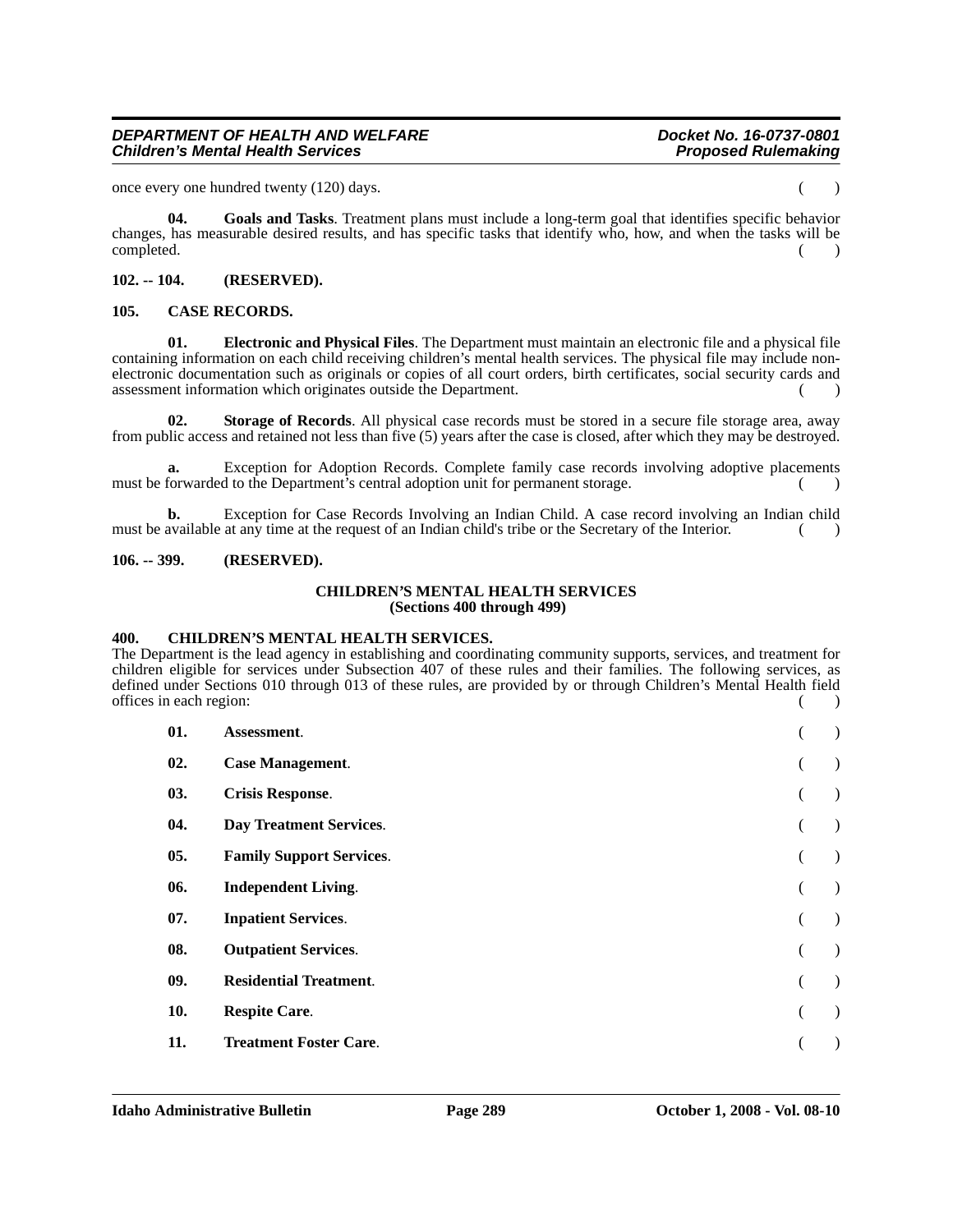once every one hundred twenty (120) days. ( )

**04. Goals and Tasks**. Treatment plans must include a long-term goal that identifies specific behavior changes, has measurable desired results, and has specific tasks that identify who, how, and when the tasks will be completed. ( )

**102. -- 104. (RESERVED).**

**105. CASE RECORDS.**

**01. Electronic and Physical Files**. The Department must maintain an electronic file and a physical file containing information on each child receiving children's mental health services. The physical file may include non-electronic documentation such as originals or copies of all court orders, birth certificates, social security cards and assessment information which originates outside the Department. ( )

**02. Storage of Records**. All physical case records must be stored in a secure file storage area, away from public access and retained not less than five (5) years after the case is closed, after which they may be destroyed.

**a.** Exception for Adoption Records. Complete family case records involving adoptive placements must be forwarded to the Department's central adoption unit for permanent storage. ( )

**b.** Exception for Case Records Involving an Indian Child. A case record involving an Indian child must be available at any time at the request of an Indian child's tribe or the Secretary of the Interior. ( )

**106. -- 399. (RESERVED).**

## CHILDREN'S MENTAL HEALTH SERVICES
### (Sections 400 through 499)

**400. CHILDREN'S MENTAL HEALTH SERVICES.**

The Department is the lead agency in establishing and coordinating community supports, services, and treatment for children eligible for services under Subsection 407 of these rules and their families. The following services, as defined under Sections 010 through 013 of these rules, are provided by or through Children's Mental Health field offices in each region: ( )

**01. Assessment**. ( )

**02. Case Management**. ( )

**03. Crisis Response**. ( )

**04. Day Treatment Services**. ( )

**05. Family Support Services**. ( )

**06. Independent Living**. ( )

**07. Inpatient Services**. ( )

**08. Outpatient Services**. ( )

**09. Residential Treatment**. ( )

**10. Respite Care**. ( )

**11. Treatment Foster Care**. ( )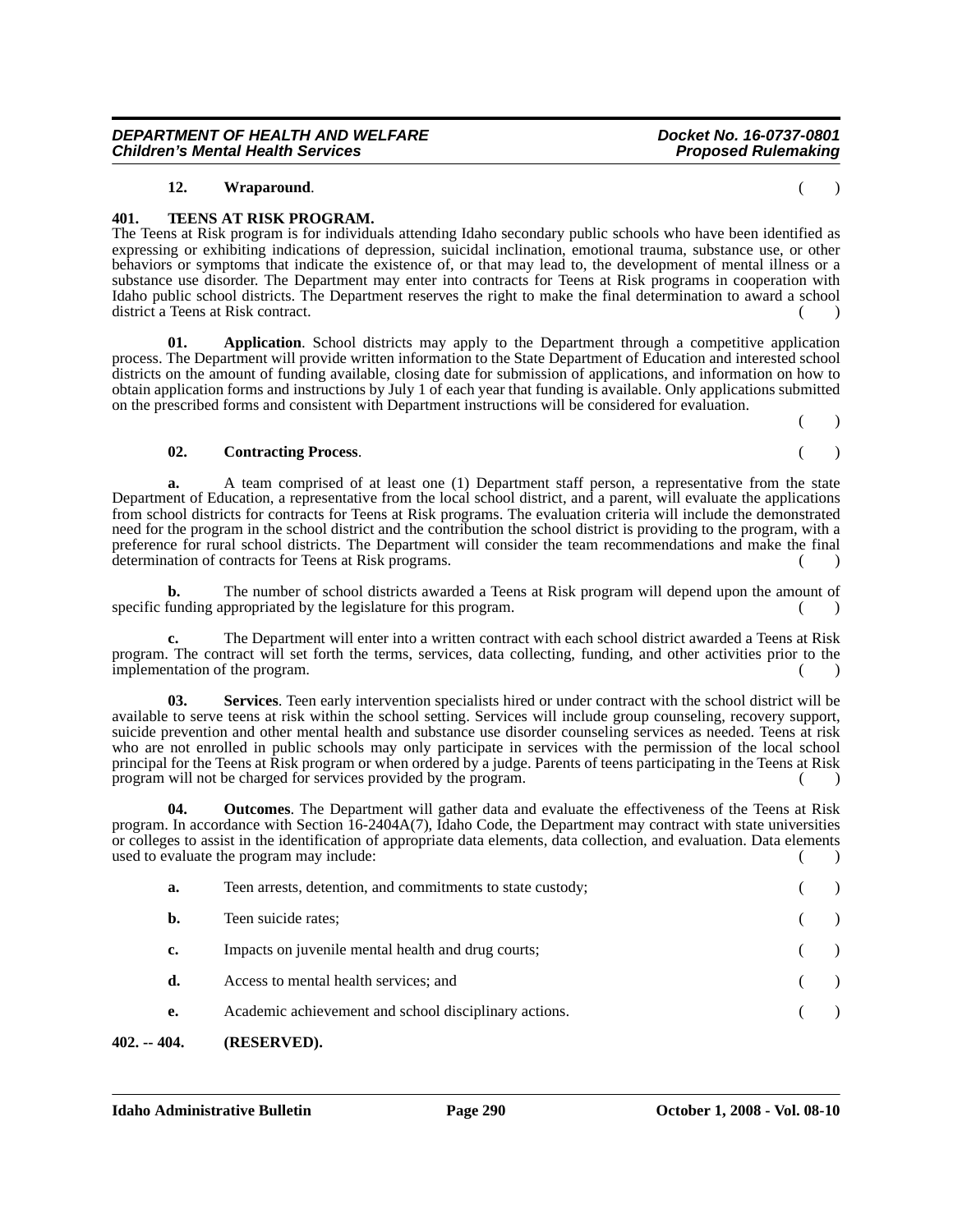**12. Wraparound**. ( )

**401. TEENS AT RISK PROGRAM.**

The Teens at Risk program is for individuals attending Idaho secondary public schools who have been identified as expressing or exhibiting indications of depression, suicidal inclination, emotional trauma, substance use, or other behaviors or symptoms that indicate the existence of, or that may lead to, the development of mental illness or a substance use disorder. The Department may enter into contracts for Teens at Risk programs in cooperation with Idaho public school districts. The Department reserves the right to make the final determination to award a school district a Teens at Risk contract. ( )

**01. Application**. School districts may apply to the Department through a competitive application process. The Department will provide written information to the State Department of Education and interested school districts on the amount of funding available, closing date for submission of applications, and information on how to obtain application forms and instructions by July 1 of each year that funding is available. Only applications submitted on the prescribed forms and consistent with Department instructions will be considered for evaluation. ( )

**02. Contracting Process**. ( )

**a.** A team comprised of at least one (1) Department staff person, a representative from the state Department of Education, a representative from the local school district, and a parent, will evaluate the applications from school districts for contracts for Teens at Risk programs. The evaluation criteria will include the demonstrated need for the program in the school district and the contribution the school district is providing to the program, with a preference for rural school districts. The Department will consider the team recommendations and make the final determination of contracts for Teens at Risk programs. ( )

**b.** The number of school districts awarded a Teens at Risk program will depend upon the amount of specific funding appropriated by the legislature for this program. ( )

**c.** The Department will enter into a written contract with each school district awarded a Teens at Risk program. The contract will set forth the terms, services, data collecting, funding, and other activities prior to the implementation of the program. ( )

**03. Services**. Teen early intervention specialists hired or under contract with the school district will be available to serve teens at risk within the school setting. Services will include group counseling, recovery support, suicide prevention and other mental health and substance use disorder counseling services as needed. Teens at risk who are not enrolled in public schools may only participate in services with the permission of the local school principal for the Teens at Risk program or when ordered by a judge. Parents of teens participating in the Teens at Risk program will not be charged for services provided by the program. ( )

**04. Outcomes**. The Department will gather data and evaluate the effectiveness of the Teens at Risk program. In accordance with Section 16-2404A(7), Idaho Code, the Department may contract with state universities or colleges to assist in the identification of appropriate data elements, data collection, and evaluation. Data elements used to evaluate the program may include: ( )

**a.** Teen arrests, detention, and commitments to state custody; ( )

**b.** Teen suicide rates; ( )

**c.** Impacts on juvenile mental health and drug courts; ( )

**d.** Access to mental health services; and ( )

**e.** Academic achievement and school disciplinary actions. ( )

**402. -- 404. (RESERVED).**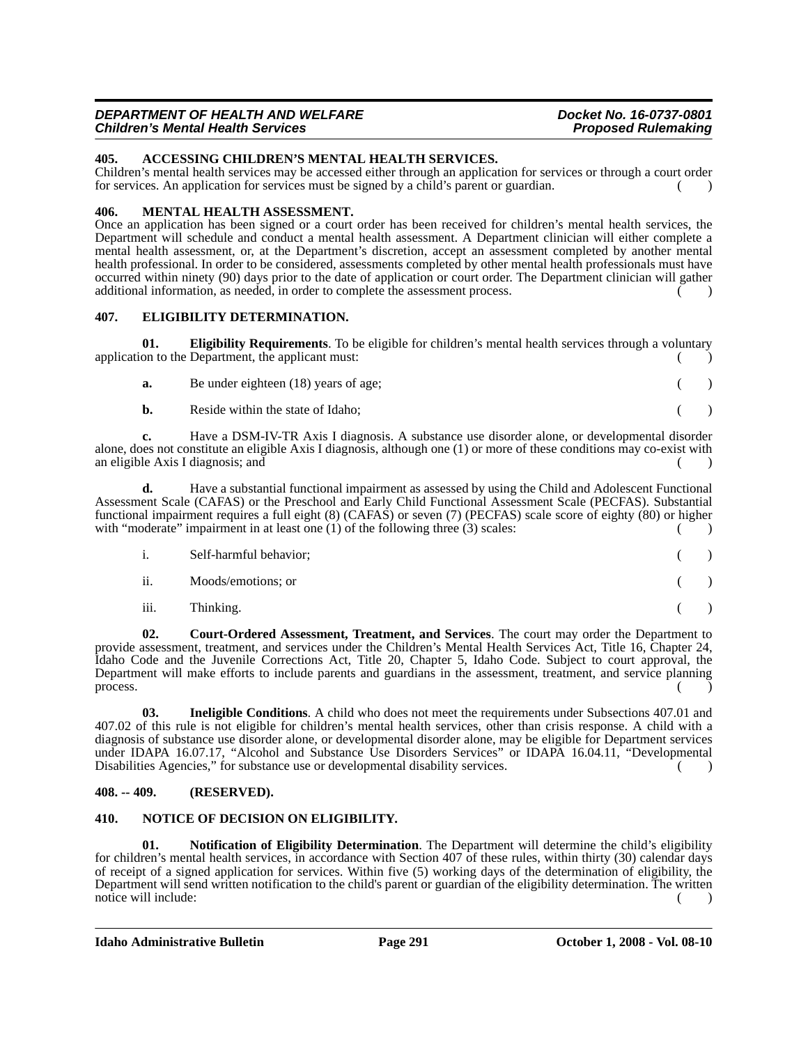## 405. ACCESSING CHILDREN'S MENTAL HEALTH SERVICES.

Children's mental health services may be accessed either through an application for services or through a court order for services. An application for services must be signed by a child's parent or guardian. ( )

## 406. MENTAL HEALTH ASSESSMENT.

Once an application has been signed or a court order has been received for children's mental health services, the Department will schedule and conduct a mental health assessment. A Department clinician will either complete a mental health assessment, or, at the Department's discretion, accept an assessment completed by another mental health professional. In order to be considered, assessments completed by other mental health professionals must have occurred within ninety (90) days prior to the date of application or court order. The Department clinician will gather additional information, as needed, in order to complete the assessment process. ( )

## 407. ELIGIBILITY DETERMINATION.

**01. Eligibility Requirements**. To be eligible for children's mental health services through a voluntary application to the Department, the applicant must: ( )

**a.** Be under eighteen (18) years of age; ( )

**b.** Reside within the state of Idaho; ( )

**c.** Have a DSM-IV-TR Axis I diagnosis. A substance use disorder alone, or developmental disorder alone, does not constitute an eligible Axis I diagnosis, although one (1) or more of these conditions may co-exist with an eligible Axis I diagnosis; and ( )

**d.** Have a substantial functional impairment as assessed by using the Child and Adolescent Functional Assessment Scale (CAFAS) or the Preschool and Early Child Functional Assessment Scale (PECFAS). Substantial functional impairment requires a full eight (8) (CAFAS) or seven (7) (PECFAS) scale score of eighty (80) or higher with "moderate" impairment in at least one (1) of the following three (3) scales: ( )

i. Self-harmful behavior; ( )

ii. Moods/emotions; or ( )

iii. Thinking. ( )

**02. Court-Ordered Assessment, Treatment, and Services**. The court may order the Department to provide assessment, treatment, and services under the Children's Mental Health Services Act, Title 16, Chapter 24, Idaho Code and the Juvenile Corrections Act, Title 20, Chapter 5, Idaho Code. Subject to court approval, the Department will make efforts to include parents and guardians in the assessment, treatment, and service planning process. ( )

**03. Ineligible Conditions**. A child who does not meet the requirements under Subsections 407.01 and 407.02 of this rule is not eligible for children's mental health services, other than crisis response. A child with a diagnosis of substance use disorder alone, or developmental disorder alone, may be eligible for Department services under IDAPA 16.07.17, "Alcohol and Substance Use Disorders Services" or IDAPA 16.04.11, "Developmental Disabilities Agencies," for substance use or developmental disability services. ( )

## 408. -- 409. (RESERVED).

## 410. NOTICE OF DECISION ON ELIGIBILITY.

**01. Notification of Eligibility Determination**. The Department will determine the child's eligibility for children's mental health services, in accordance with Section 407 of these rules, within thirty (30) calendar days of receipt of a signed application for services. Within five (5) working days of the determination of eligibility, the Department will send written notification to the child's parent or guardian of the eligibility determination. The written notice will include: ( )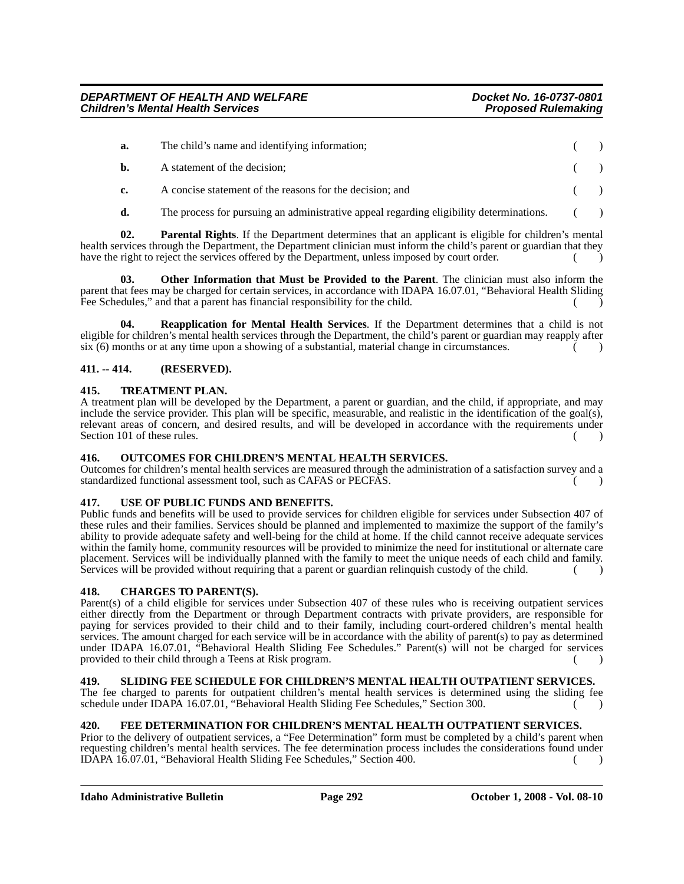**a.** The child's name and identifying information; ( )

**b.** A statement of the decision; ( )

**c.** A concise statement of the reasons for the decision; and ( )

**d.** The process for pursuing an administrative appeal regarding eligibility determinations. ( )

**02. Parental Rights**. If the Department determines that an applicant is eligible for children's mental health services through the Department, the Department clinician must inform the child's parent or guardian that they have the right to reject the services offered by the Department, unless imposed by court order. ( )

**03. Other Information that Must be Provided to the Parent**. The clinician must also inform the parent that fees may be charged for certain services, in accordance with IDAPA 16.07.01, "Behavioral Health Sliding Fee Schedules," and that a parent has financial responsibility for the child. ( )

**04. Reapplication for Mental Health Services**. If the Department determines that a child is not eligible for children's mental health services through the Department, the child's parent or guardian may reapply after six (6) months or at any time upon a showing of a substantial, material change in circumstances. ( )

## 411. -- 414. (RESERVED).

## 415. TREATMENT PLAN.

A treatment plan will be developed by the Department, a parent or guardian, and the child, if appropriate, and may include the service provider. This plan will be specific, measurable, and realistic in the identification of the goal(s), relevant areas of concern, and desired results, and will be developed in accordance with the requirements under Section 101 of these rules. ( )

## 416. OUTCOMES FOR CHILDREN'S MENTAL HEALTH SERVICES.

Outcomes for children's mental health services are measured through the administration of a satisfaction survey and a standardized functional assessment tool, such as CAFAS or PECFAS. ( )

## 417. USE OF PUBLIC FUNDS AND BENEFITS.

Public funds and benefits will be used to provide services for children eligible for services under Subsection 407 of these rules and their families. Services should be planned and implemented to maximize the support of the family's ability to provide adequate safety and well-being for the child at home. If the child cannot receive adequate services within the family home, community resources will be provided to minimize the need for institutional or alternate care placement. Services will be individually planned with the family to meet the unique needs of each child and family. Services will be provided without requiring that a parent or guardian relinquish custody of the child. ( )

## 418. CHARGES TO PARENT(S).

Parent(s) of a child eligible for services under Subsection 407 of these rules who is receiving outpatient services either directly from the Department or through Department contracts with private providers, are responsible for paying for services provided to their child and to their family, including court-ordered children's mental health services. The amount charged for each service will be in accordance with the ability of parent(s) to pay as determined under IDAPA 16.07.01, "Behavioral Health Sliding Fee Schedules." Parent(s) will not be charged for services provided to their child through a Teens at Risk program. ( )

## 419. SLIDING FEE SCHEDULE FOR CHILDREN'S MENTAL HEALTH OUTPATIENT SERVICES.

The fee charged to parents for outpatient children's mental health services is determined using the sliding fee schedule under IDAPA 16.07.01, "Behavioral Health Sliding Fee Schedules," Section 300. ( )

## 420. FEE DETERMINATION FOR CHILDREN'S MENTAL HEALTH OUTPATIENT SERVICES.

Prior to the delivery of outpatient services, a "Fee Determination" form must be completed by a child's parent when requesting children's mental health services. The fee determination process includes the considerations found under IDAPA 16.07.01, "Behavioral Health Sliding Fee Schedules," Section 400. ( )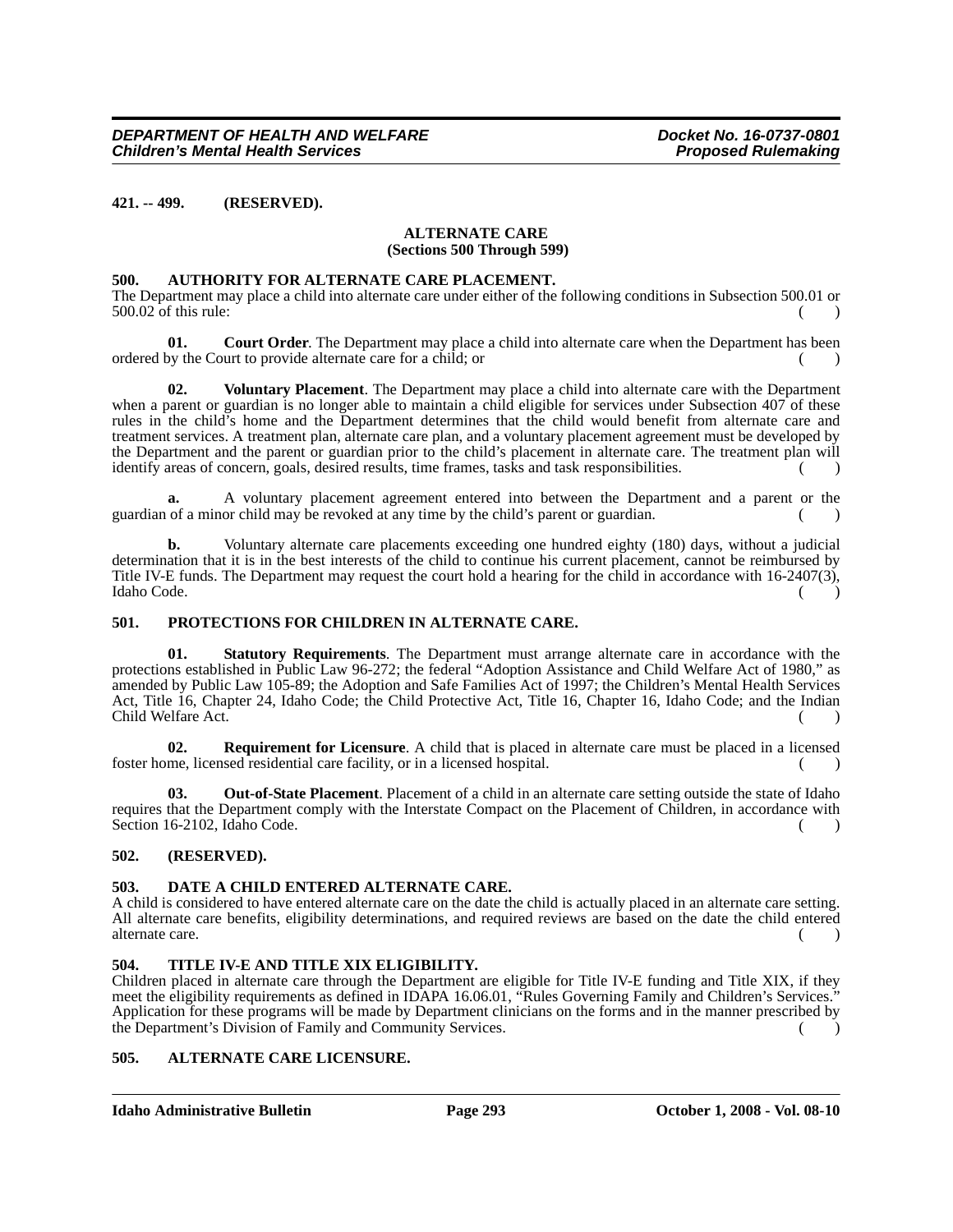**421. -- 499. (RESERVED).**

## ALTERNATE CARE
## (Sections 500 Through 599)

**500. AUTHORITY FOR ALTERNATE CARE PLACEMENT.**
The Department may place a child into alternate care under either of the following conditions in Subsection 500.01 or 500.02 of this rule: ( )

**01. Court Order**. The Department may place a child into alternate care when the Department has been ordered by the Court to provide alternate care for a child; or ( )

**02. Voluntary Placement**. The Department may place a child into alternate care with the Department when a parent or guardian is no longer able to maintain a child eligible for services under Subsection 407 of these rules in the child's home and the Department determines that the child would benefit from alternate care and treatment services. A treatment plan, alternate care plan, and a voluntary placement agreement must be developed by the Department and the parent or guardian prior to the child's placement in alternate care. The treatment plan will identify areas of concern, goals, desired results, time frames, tasks and task responsibilities. ( )

**a.** A voluntary placement agreement entered into between the Department and a parent or the guardian of a minor child may be revoked at any time by the child's parent or guardian. ( )

**b.** Voluntary alternate care placements exceeding one hundred eighty (180) days, without a judicial determination that it is in the best interests of the child to continue his current placement, cannot be reimbursed by Title IV-E funds. The Department may request the court hold a hearing for the child in accordance with 16-2407(3), Idaho Code. ( )

**501. PROTECTIONS FOR CHILDREN IN ALTERNATE CARE.**

**01. Statutory Requirements**. The Department must arrange alternate care in accordance with the protections established in Public Law 96-272; the federal "Adoption Assistance and Child Welfare Act of 1980," as amended by Public Law 105-89; the Adoption and Safe Families Act of 1997; the Children's Mental Health Services Act, Title 16, Chapter 24, Idaho Code; the Child Protective Act, Title 16, Chapter 16, Idaho Code; and the Indian Child Welfare Act. ( )

**02. Requirement for Licensure**. A child that is placed in alternate care must be placed in a licensed foster home, licensed residential care facility, or in a licensed hospital. ( )

**03. Out-of-State Placement**. Placement of a child in an alternate care setting outside the state of Idaho requires that the Department comply with the Interstate Compact on the Placement of Children, in accordance with Section 16-2102, Idaho Code. ( )

**502. (RESERVED).**

**503. DATE A CHILD ENTERED ALTERNATE CARE.**
A child is considered to have entered alternate care on the date the child is actually placed in an alternate care setting. All alternate care benefits, eligibility determinations, and required reviews are based on the date the child entered alternate care. ( )

**504. TITLE IV-E AND TITLE XIX ELIGIBILITY.**
Children placed in alternate care through the Department are eligible for Title IV-E funding and Title XIX, if they meet the eligibility requirements as defined in IDAPA 16.06.01, "Rules Governing Family and Children's Services." Application for these programs will be made by Department clinicians on the forms and in the manner prescribed by the Department's Division of Family and Community Services. ( )

**505. ALTERNATE CARE LICENSURE.**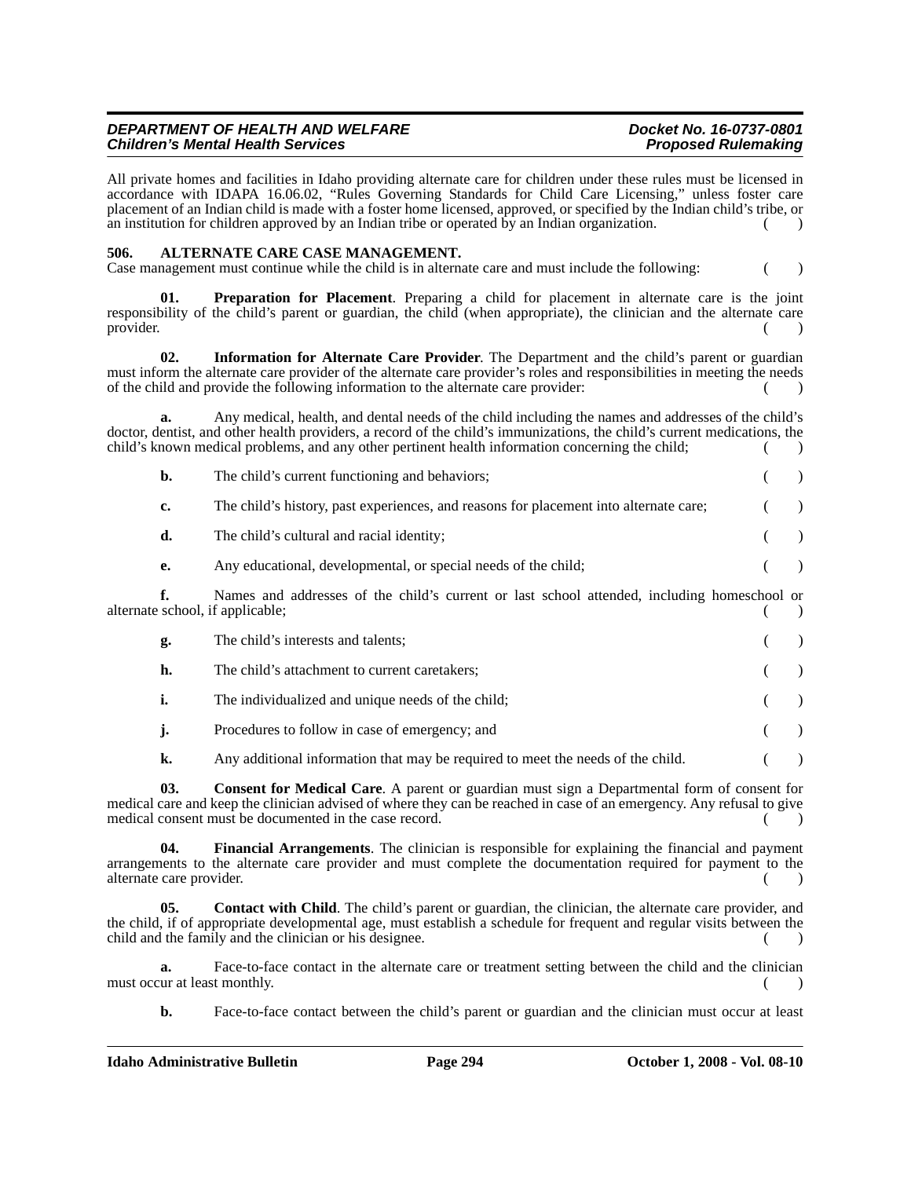All private homes and facilities in Idaho providing alternate care for children under these rules must be licensed in accordance with IDAPA 16.06.02, "Rules Governing Standards for Child Care Licensing," unless foster care placement of an Indian child is made with a foster home licensed, approved, or specified by the Indian child's tribe, or an institution for children approved by an Indian tribe or operated by an Indian organization. ( )

**506. ALTERNATE CARE CASE MANAGEMENT.**

Case management must continue while the child is in alternate care and must include the following: ( )

**01. Preparation for Placement**. Preparing a child for placement in alternate care is the joint responsibility of the child's parent or guardian, the child (when appropriate), the clinician and the alternate care provider. ( )

**02. Information for Alternate Care Provider**. The Department and the child's parent or guardian must inform the alternate care provider of the alternate care provider's roles and responsibilities in meeting the needs of the child and provide the following information to the alternate care provider: ( )

**a.** Any medical, health, and dental needs of the child including the names and addresses of the child's doctor, dentist, and other health providers, a record of the child's immunizations, the child's current medications, the child's known medical problems, and any other pertinent health information concerning the child; ( )

**b.** The child's current functioning and behaviors; ( )

**c.** The child's history, past experiences, and reasons for placement into alternate care; ( )

**d.** The child's cultural and racial identity; ( )

**e.** Any educational, developmental, or special needs of the child; ( )

**f.** Names and addresses of the child's current or last school attended, including homeschool or alternate school, if applicable; ( )

**g.** The child's interests and talents; ( )

**h.** The child's attachment to current caretakers; ( )

**i.** The individualized and unique needs of the child; ( )

**j.** Procedures to follow in case of emergency; and ( )

**k.** Any additional information that may be required to meet the needs of the child. ( )

**03. Consent for Medical Care**. A parent or guardian must sign a Departmental form of consent for medical care and keep the clinician advised of where they can be reached in case of an emergency. Any refusal to give medical consent must be documented in the case record. ( )

**04. Financial Arrangements**. The clinician is responsible for explaining the financial and payment arrangements to the alternate care provider and must complete the documentation required for payment to the alternate care provider. ( )

**05. Contact with Child**. The child's parent or guardian, the clinician, the alternate care provider, and the child, if of appropriate developmental age, must establish a schedule for frequent and regular visits between the child and the family and the clinician or his designee. ( )

**a.** Face-to-face contact in the alternate care or treatment setting between the child and the clinician must occur at least monthly. ( )

**b.** Face-to-face contact between the child's parent or guardian and the clinician must occur at least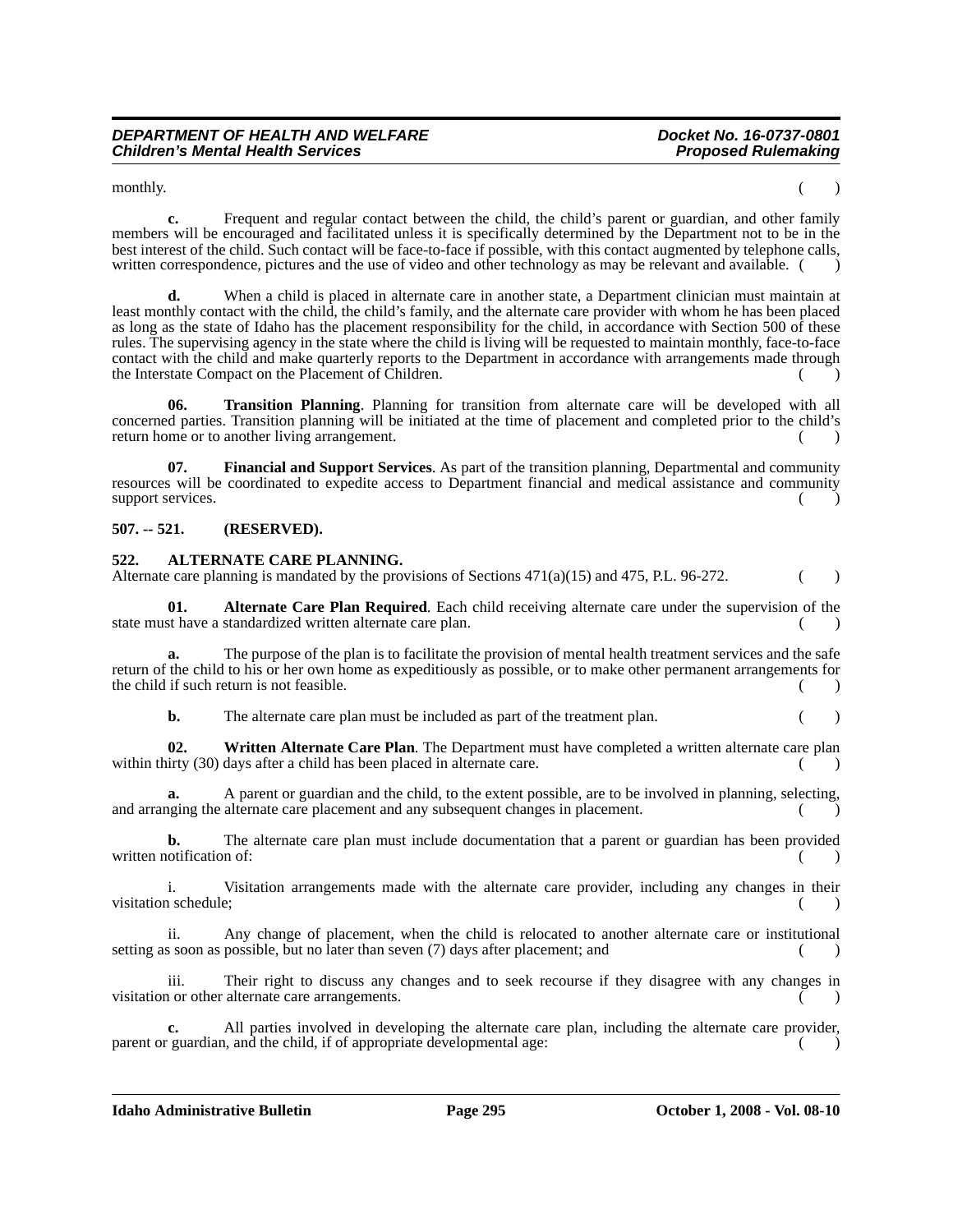monthly. ( )

**c.** Frequent and regular contact between the child, the child's parent or guardian, and other family members will be encouraged and facilitated unless it is specifically determined by the Department not to be in the best interest of the child. Such contact will be face-to-face if possible, with this contact augmented by telephone calls, written correspondence, pictures and the use of video and other technology as may be relevant and available. ( )

**d.** When a child is placed in alternate care in another state, a Department clinician must maintain at least monthly contact with the child, the child's family, and the alternate care provider with whom he has been placed as long as the state of Idaho has the placement responsibility for the child, in accordance with Section 500 of these rules. The supervising agency in the state where the child is living will be requested to maintain monthly, face-to-face contact with the child and make quarterly reports to the Department in accordance with arrangements made through the Interstate Compact on the Placement of Children. ( )

**06. Transition Planning**. Planning for transition from alternate care will be developed with all concerned parties. Transition planning will be initiated at the time of placement and completed prior to the child's return home or to another living arrangement. ( )

**07. Financial and Support Services**. As part of the transition planning, Departmental and community resources will be coordinated to expedite access to Department financial and medical assistance and community support services. ( )

**507. -- 521. (RESERVED).**

**522. ALTERNATE CARE PLANNING.**

Alternate care planning is mandated by the provisions of Sections 471(a)(15) and 475, P.L. 96-272. ( )

**01. Alternate Care Plan Required**. Each child receiving alternate care under the supervision of the state must have a standardized written alternate care plan. ( )

**a.** The purpose of the plan is to facilitate the provision of mental health treatment services and the safe return of the child to his or her own home as expeditiously as possible, or to make other permanent arrangements for the child if such return is not feasible. ( )

**b.** The alternate care plan must be included as part of the treatment plan. ( )

**02. Written Alternate Care Plan**. The Department must have completed a written alternate care plan within thirty (30) days after a child has been placed in alternate care. ( )

**a.** A parent or guardian and the child, to the extent possible, are to be involved in planning, selecting, and arranging the alternate care placement and any subsequent changes in placement. ( )

**b.** The alternate care plan must include documentation that a parent or guardian has been provided written notification of: ( )

i. Visitation arrangements made with the alternate care provider, including any changes in their visitation schedule; ( )

ii. Any change of placement, when the child is relocated to another alternate care or institutional setting as soon as possible, but no later than seven (7) days after placement; and ( )

iii. Their right to discuss any changes and to seek recourse if they disagree with any changes in visitation or other alternate care arrangements. ( )

**c.** All parties involved in developing the alternate care plan, including the alternate care provider, parent or guardian, and the child, if of appropriate developmental age: ( )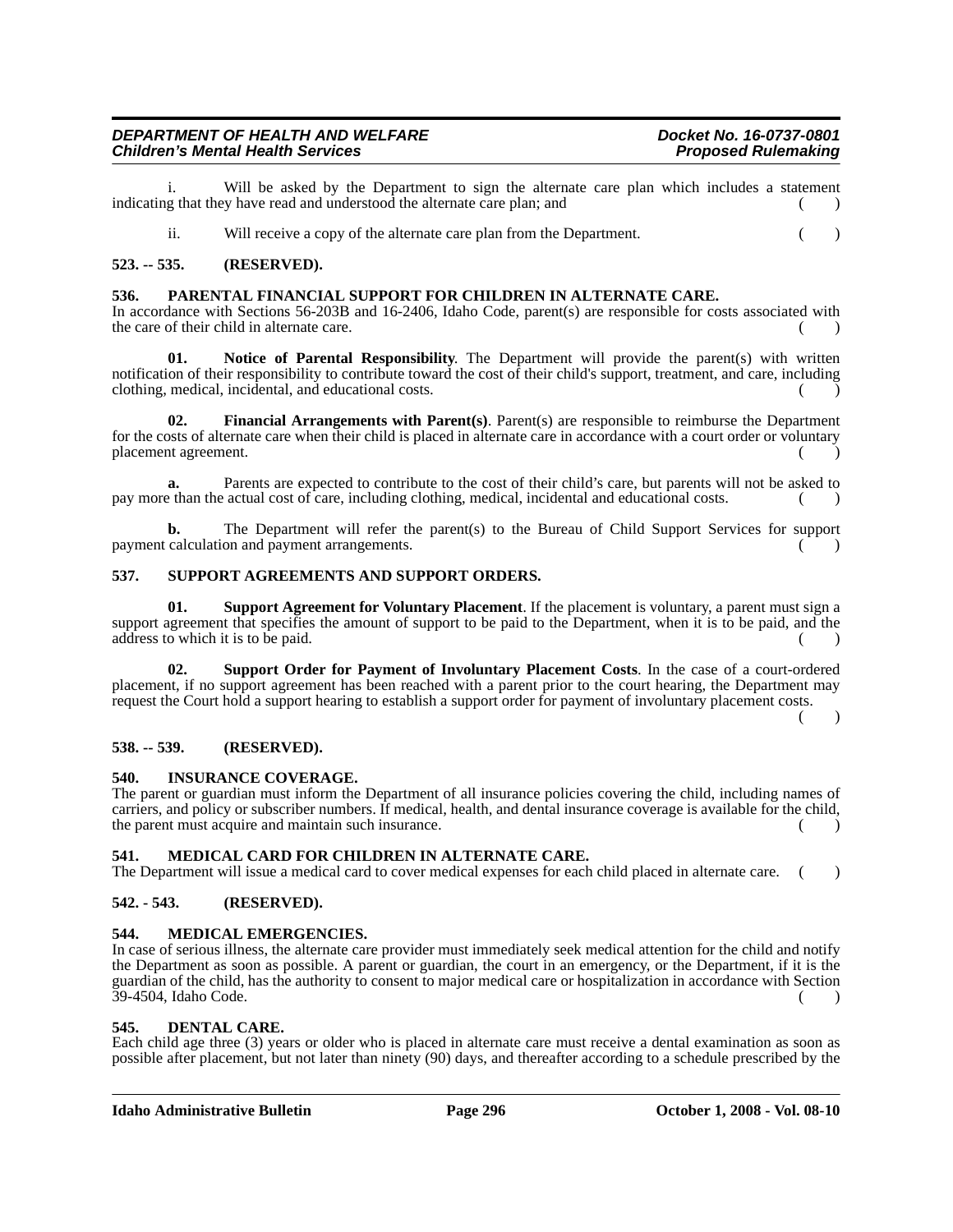i. Will be asked by the Department to sign the alternate care plan which includes a statement indicating that they have read and understood the alternate care plan; and ( )

ii. Will receive a copy of the alternate care plan from the Department. ( )

**523. -- 535. (RESERVED).**

**536. PARENTAL FINANCIAL SUPPORT FOR CHILDREN IN ALTERNATE CARE.**

In accordance with Sections 56-203B and 16-2406, Idaho Code, parent(s) are responsible for costs associated with the care of their child in alternate care. ( )

**01. Notice of Parental Responsibility**. The Department will provide the parent(s) with written notification of their responsibility to contribute toward the cost of their child's support, treatment, and care, including clothing, medical, incidental, and educational costs. ( )

**02. Financial Arrangements with Parent(s)**. Parent(s) are responsible to reimburse the Department for the costs of alternate care when their child is placed in alternate care in accordance with a court order or voluntary placement agreement. ( )

**a.** Parents are expected to contribute to the cost of their child's care, but parents will not be asked to pay more than the actual cost of care, including clothing, medical, incidental and educational costs. ( )

**b.** The Department will refer the parent(s) to the Bureau of Child Support Services for support payment calculation and payment arrangements. ( )

**537. SUPPORT AGREEMENTS AND SUPPORT ORDERS.**

**01. Support Agreement for Voluntary Placement**. If the placement is voluntary, a parent must sign a support agreement that specifies the amount of support to be paid to the Department, when it is to be paid, and the address to which it is to be paid. ( )

**02. Support Order for Payment of Involuntary Placement Costs**. In the case of a court-ordered placement, if no support agreement has been reached with a parent prior to the court hearing, the Department may request the Court hold a support hearing to establish a support order for payment of involuntary placement costs. ( )

**538. -- 539. (RESERVED).**

**540. INSURANCE COVERAGE.**

The parent or guardian must inform the Department of all insurance policies covering the child, including names of carriers, and policy or subscriber numbers. If medical, health, and dental insurance coverage is available for the child, the parent must acquire and maintain such insurance. ( )

**541. MEDICAL CARD FOR CHILDREN IN ALTERNATE CARE.**

The Department will issue a medical card to cover medical expenses for each child placed in alternate care. ( )

**542. - 543. (RESERVED).**

**544. MEDICAL EMERGENCIES.**

In case of serious illness, the alternate care provider must immediately seek medical attention for the child and notify the Department as soon as possible. A parent or guardian, the court in an emergency, or the Department, if it is the guardian of the child, has the authority to consent to major medical care or hospitalization in accordance with Section 39-4504, Idaho Code. ( )

**545. DENTAL CARE.**

Each child age three (3) years or older who is placed in alternate care must receive a dental examination as soon as possible after placement, but not later than ninety (90) days, and thereafter according to a schedule prescribed by the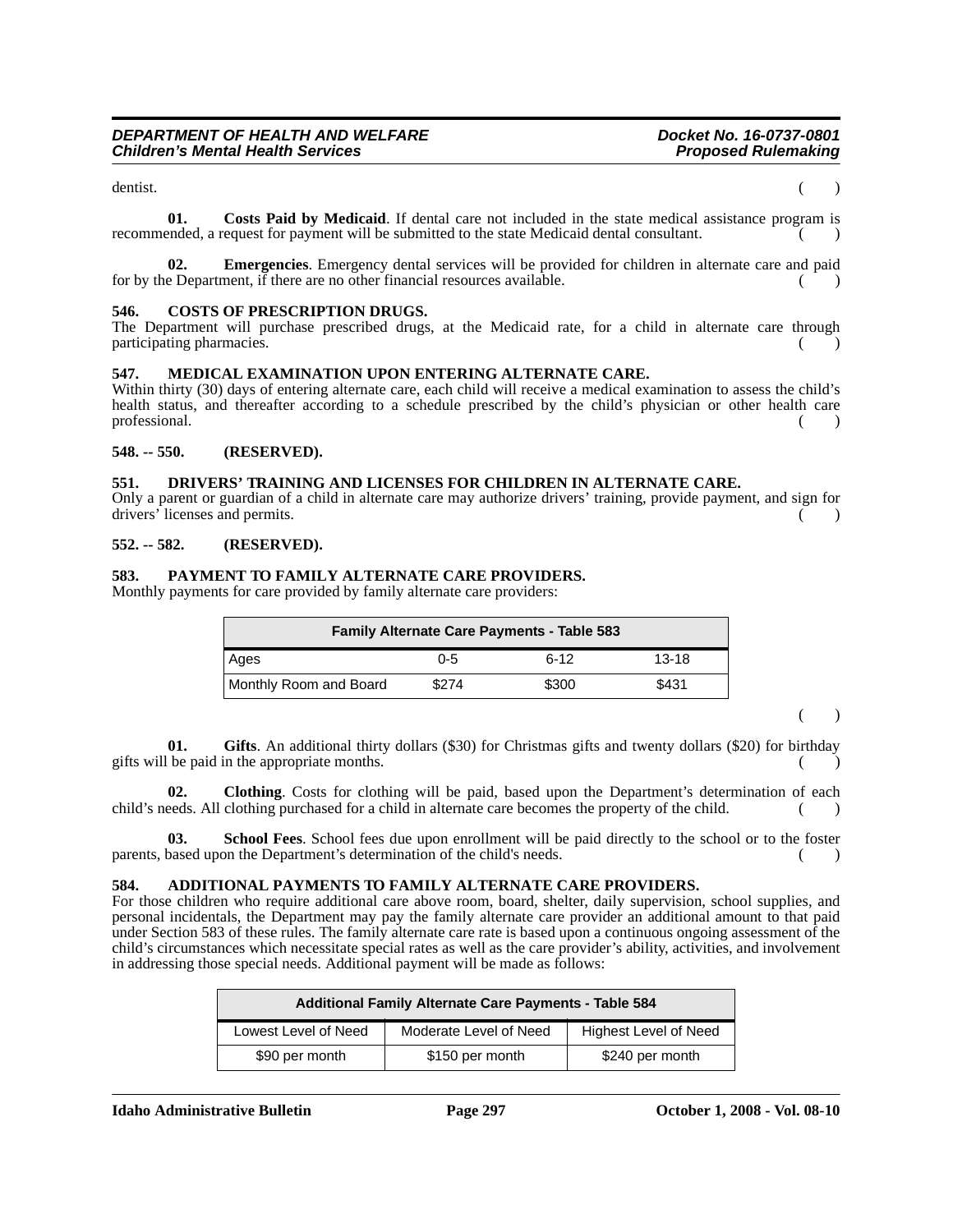dentist. ( )

**01. Costs Paid by Medicaid**. If dental care not included in the state medical assistance program is recommended, a request for payment will be submitted to the state Medicaid dental consultant. ( )

**02. Emergencies**. Emergency dental services will be provided for children in alternate care and paid for by the Department, if there are no other financial resources available. ( )

**546. COSTS OF PRESCRIPTION DRUGS.**

The Department will purchase prescribed drugs, at the Medicaid rate, for a child in alternate care through participating pharmacies. ( )

**547. MEDICAL EXAMINATION UPON ENTERING ALTERNATE CARE.**

Within thirty (30) days of entering alternate care, each child will receive a medical examination to assess the child's health status, and thereafter according to a schedule prescribed by the child's physician or other health care professional. ( )

**548. -- 550. (RESERVED).**

**551. DRIVERS' TRAINING AND LICENSES FOR CHILDREN IN ALTERNATE CARE.**

Only a parent or guardian of a child in alternate care may authorize drivers' training, provide payment, and sign for drivers' licenses and permits. ( )

**552. -- 582. (RESERVED).**

**583. PAYMENT TO FAMILY ALTERNATE CARE PROVIDERS.**

Monthly payments for care provided by family alternate care providers:

| Family Alternate Care Payments - Table 583 | | | |
|---|---|---|---|
| Ages | 0-5 | 6-12 | 13-18 |
| Monthly Room and Board | $274 | $300 | $431 |

( )

**01. Gifts**. An additional thirty dollars ($30) for Christmas gifts and twenty dollars ($20) for birthday gifts will be paid in the appropriate months. ( )

**02. Clothing**. Costs for clothing will be paid, based upon the Department's determination of each child's needs. All clothing purchased for a child in alternate care becomes the property of the child. ( )

**03. School Fees**. School fees due upon enrollment will be paid directly to the school or to the foster parents, based upon the Department's determination of the child's needs. ( )

**584. ADDITIONAL PAYMENTS TO FAMILY ALTERNATE CARE PROVIDERS.**

For those children who require additional care above room, board, shelter, daily supervision, school supplies, and personal incidentals, the Department may pay the family alternate care provider an additional amount to that paid under Section 583 of these rules. The family alternate care rate is based upon a continuous ongoing assessment of the child's circumstances which necessitate special rates as well as the care provider's ability, activities, and involvement in addressing those special needs. Additional payment will be made as follows:

| Additional Family Alternate Care Payments - Table 584 | | |
|---|---|---|
| Lowest Level of Need | Moderate Level of Need | Highest Level of Need |
| $90 per month | $150 per month | $240 per month |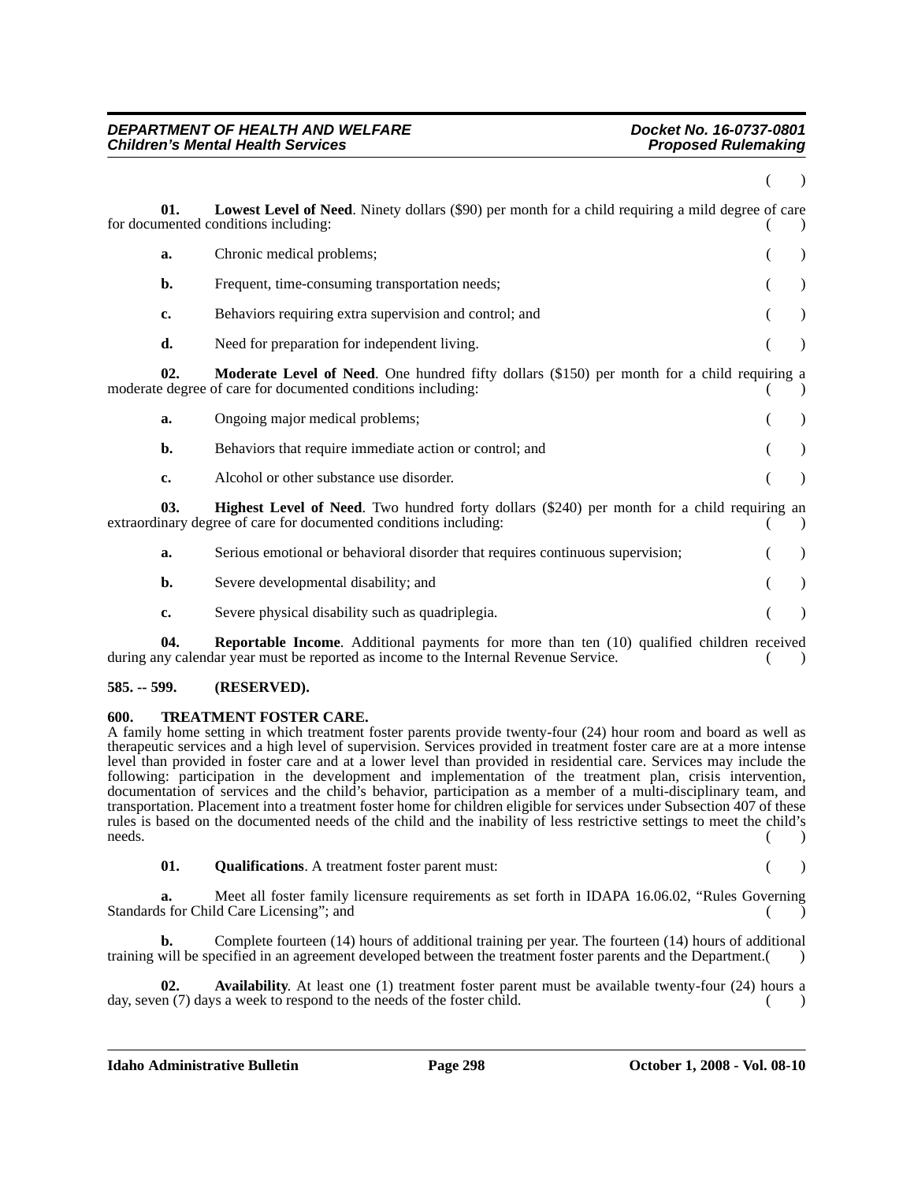( )

**01. Lowest Level of Need**. Ninety dollars ($90) per month for a child requiring a mild degree of care for documented conditions including: ( )

**a.** Chronic medical problems; ( )

**b.** Frequent, time-consuming transportation needs; ( )

**c.** Behaviors requiring extra supervision and control; and ( )

**d.** Need for preparation for independent living. ( )

**02. Moderate Level of Need**. One hundred fifty dollars ($150) per month for a child requiring a moderate degree of care for documented conditions including: ( )

**a.** Ongoing major medical problems; ( )

**b.** Behaviors that require immediate action or control; and ( )

**c.** Alcohol or other substance use disorder. ( )

**03. Highest Level of Need**. Two hundred forty dollars ($240) per month for a child requiring an extraordinary degree of care for documented conditions including: ( )

**a.** Serious emotional or behavioral disorder that requires continuous supervision; ( )

**b.** Severe developmental disability; and ( )

**c.** Severe physical disability such as quadriplegia. ( )

**04. Reportable Income**. Additional payments for more than ten (10) qualified children received during any calendar year must be reported as income to the Internal Revenue Service. ( )

**585. -- 599. (RESERVED).**

**600. TREATMENT FOSTER CARE.**

A family home setting in which treatment foster parents provide twenty-four (24) hour room and board as well as therapeutic services and a high level of supervision. Services provided in treatment foster care are at a more intense level than provided in foster care and at a lower level than provided in residential care. Services may include the following: participation in the development and implementation of the treatment plan, crisis intervention, documentation of services and the child's behavior, participation as a member of a multi-disciplinary team, and transportation. Placement into a treatment foster home for children eligible for services under Subsection 407 of these rules is based on the documented needs of the child and the inability of less restrictive settings to meet the child's needs. ( )

**01. Qualifications**. A treatment foster parent must: ( )

**a.** Meet all foster family licensure requirements as set forth in IDAPA 16.06.02, "Rules Governing Standards for Child Care Licensing"; and ( )

**b.** Complete fourteen (14) hours of additional training per year. The fourteen (14) hours of additional training will be specified in an agreement developed between the treatment foster parents and the Department.( )

**02. Availability**. At least one (1) treatment foster parent must be available twenty-four (24) hours a day, seven (7) days a week to respond to the needs of the foster child. ( )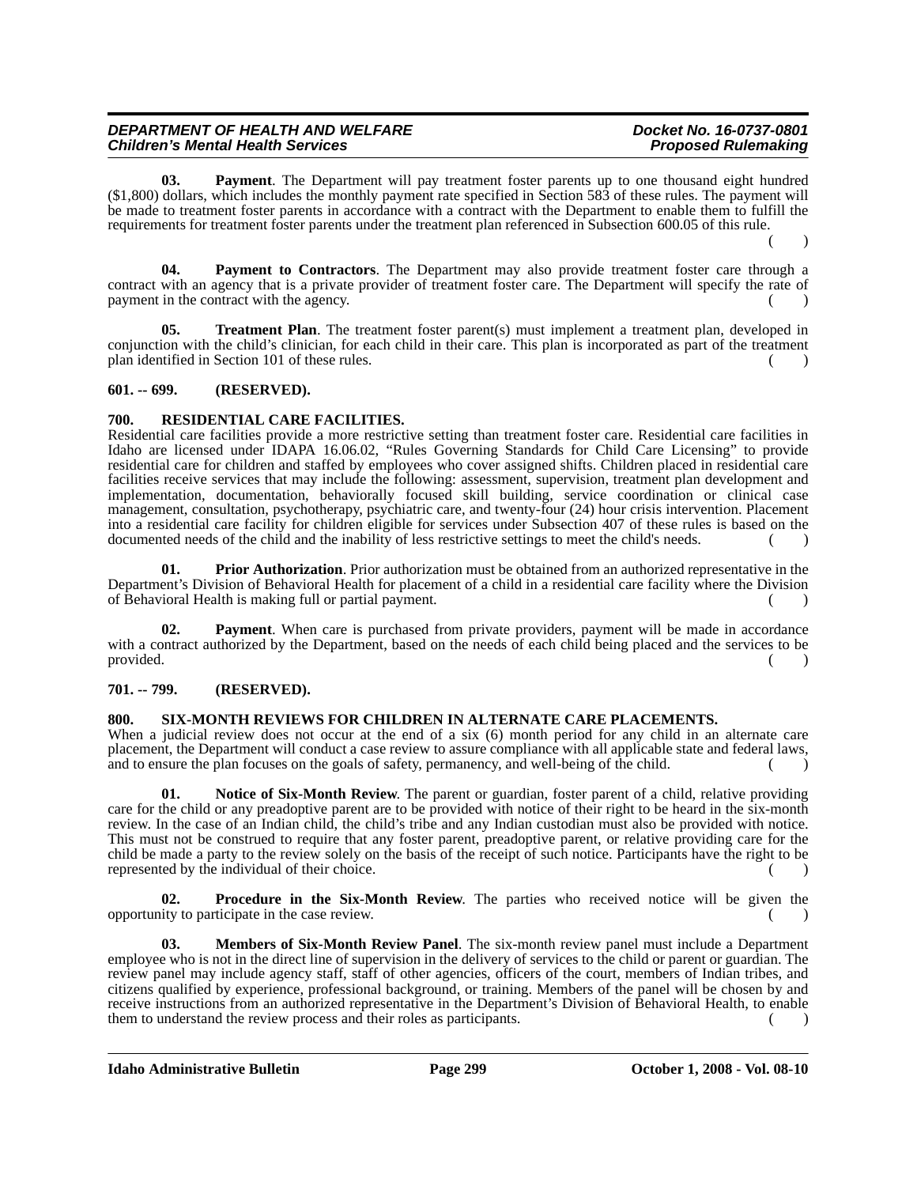**03. Payment**. The Department will pay treatment foster parents up to one thousand eight hundred ($1,800) dollars, which includes the monthly payment rate specified in Section 583 of these rules. The payment will be made to treatment foster parents in accordance with a contract with the Department to enable them to fulfill the requirements for treatment foster parents under the treatment plan referenced in Subsection 600.05 of this rule. ( )

**04. Payment to Contractors**. The Department may also provide treatment foster care through a contract with an agency that is a private provider of treatment foster care. The Department will specify the rate of payment in the contract with the agency. ( )

**05. Treatment Plan**. The treatment foster parent(s) must implement a treatment plan, developed in conjunction with the child's clinician, for each child in their care. This plan is incorporated as part of the treatment plan identified in Section 101 of these rules. ( )

**601. -- 699. (RESERVED).**

**700. RESIDENTIAL CARE FACILITIES.**

Residential care facilities provide a more restrictive setting than treatment foster care. Residential care facilities in Idaho are licensed under IDAPA 16.06.02, "Rules Governing Standards for Child Care Licensing" to provide residential care for children and staffed by employees who cover assigned shifts. Children placed in residential care facilities receive services that may include the following: assessment, supervision, treatment plan development and implementation, documentation, behaviorally focused skill building, service coordination or clinical case management, consultation, psychotherapy, psychiatric care, and twenty-four (24) hour crisis intervention. Placement into a residential care facility for children eligible for services under Subsection 407 of these rules is based on the documented needs of the child and the inability of less restrictive settings to meet the child's needs. ( )

**01. Prior Authorization**. Prior authorization must be obtained from an authorized representative in the Department's Division of Behavioral Health for placement of a child in a residential care facility where the Division of Behavioral Health is making full or partial payment. ( )

**02. Payment**. When care is purchased from private providers, payment will be made in accordance with a contract authorized by the Department, based on the needs of each child being placed and the services to be provided. ( )

**701. -- 799. (RESERVED).**

**800. SIX-MONTH REVIEWS FOR CHILDREN IN ALTERNATE CARE PLACEMENTS.**

When a judicial review does not occur at the end of a six (6) month period for any child in an alternate care placement, the Department will conduct a case review to assure compliance with all applicable state and federal laws, and to ensure the plan focuses on the goals of safety, permanency, and well-being of the child. ( )

**01. Notice of Six-Month Review**. The parent or guardian, foster parent of a child, relative providing care for the child or any preadoptive parent are to be provided with notice of their right to be heard in the six-month review. In the case of an Indian child, the child's tribe and any Indian custodian must also be provided with notice. This must not be construed to require that any foster parent, preadoptive parent, or relative providing care for the child be made a party to the review solely on the basis of the receipt of such notice. Participants have the right to be represented by the individual of their choice. ( )

**02. Procedure in the Six-Month Review**. The parties who received notice will be given the opportunity to participate in the case review. ( )

**03. Members of Six-Month Review Panel**. The six-month review panel must include a Department employee who is not in the direct line of supervision in the delivery of services to the child or parent or guardian. The review panel may include agency staff, staff of other agencies, officers of the court, members of Indian tribes, and citizens qualified by experience, professional background, or training. Members of the panel will be chosen by and receive instructions from an authorized representative in the Department's Division of Behavioral Health, to enable them to understand the review process and their roles as participants. ( )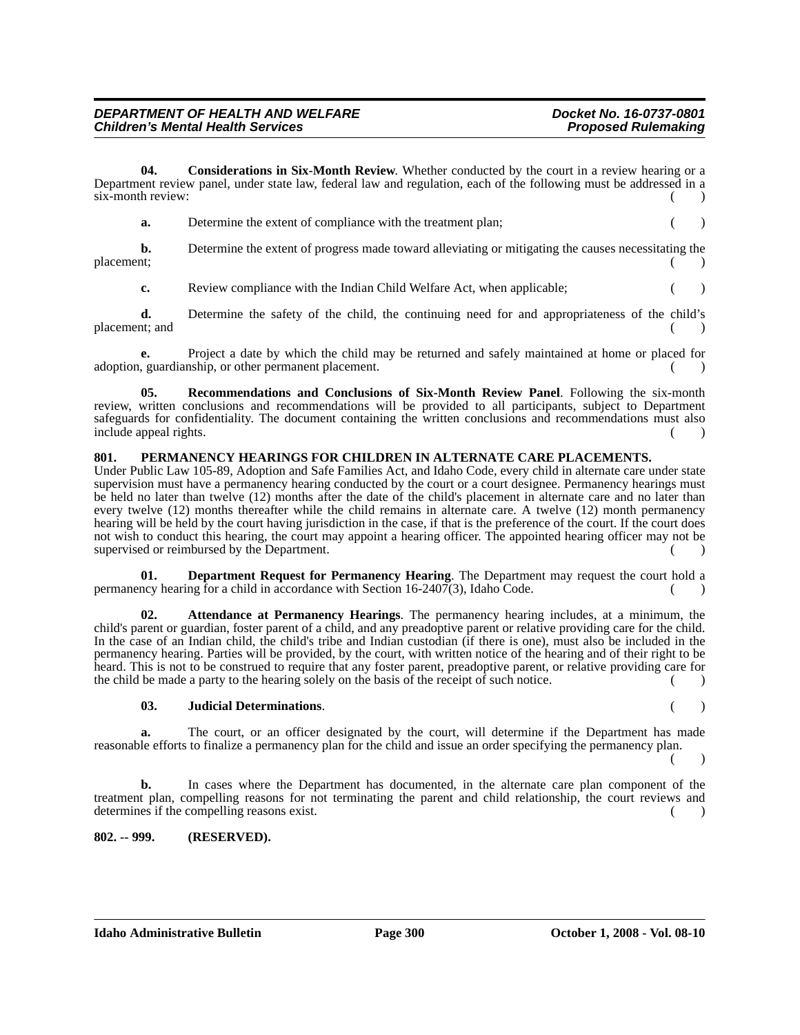**04. Considerations in Six-Month Review**. Whether conducted by the court in a review hearing or a Department review panel, under state law, federal law and regulation, each of the following must be addressed in a six-month review: ( )

**a.** Determine the extent of compliance with the treatment plan; ( )

**b.** Determine the extent of progress made toward alleviating or mitigating the causes necessitating the placement; ( )

**c.** Review compliance with the Indian Child Welfare Act, when applicable; ( )

**d.** Determine the safety of the child, the continuing need for and appropriateness of the child's placement; and ( )

**e.** Project a date by which the child may be returned and safely maintained at home or placed for adoption, guardianship, or other permanent placement. ( )

**05. Recommendations and Conclusions of Six-Month Review Panel**. Following the six-month review, written conclusions and recommendations will be provided to all participants, subject to Department safeguards for confidentiality. The document containing the written conclusions and recommendations must also include appeal rights. ( )

## 801. PERMANENCY HEARINGS FOR CHILDREN IN ALTERNATE CARE PLACEMENTS.

Under Public Law 105-89, Adoption and Safe Families Act, and Idaho Code, every child in alternate care under state supervision must have a permanency hearing conducted by the court or a court designee. Permanency hearings must be held no later than twelve (12) months after the date of the child's placement in alternate care and no later than every twelve (12) months thereafter while the child remains in alternate care. A twelve (12) month permanency hearing will be held by the court having jurisdiction in the case, if that is the preference of the court. If the court does not wish to conduct this hearing, the court may appoint a hearing officer. The appointed hearing officer may not be supervised or reimbursed by the Department. ( )

**01. Department Request for Permanency Hearing**. The Department may request the court hold a permanency hearing for a child in accordance with Section 16-2407(3), Idaho Code. ( )

**02. Attendance at Permanency Hearings**. The permanency hearing includes, at a minimum, the child's parent or guardian, foster parent of a child, and any preadoptive parent or relative providing care for the child. In the case of an Indian child, the child's tribe and Indian custodian (if there is one), must also be included in the permanency hearing. Parties will be provided, by the court, with written notice of the hearing and of their right to be heard. This is not to be construed to require that any foster parent, preadoptive parent, or relative providing care for the child be made a party to the hearing solely on the basis of the receipt of such notice. ( )

**03. Judicial Determinations**. ( )

**a.** The court, or an officer designated by the court, will determine if the Department has made reasonable efforts to finalize a permanency plan for the child and issue an order specifying the permanency plan. ( )

**b.** In cases where the Department has documented, in the alternate care plan component of the treatment plan, compelling reasons for not terminating the parent and child relationship, the court reviews and determines if the compelling reasons exist. ( )

## 802. -- 999. (RESERVED).